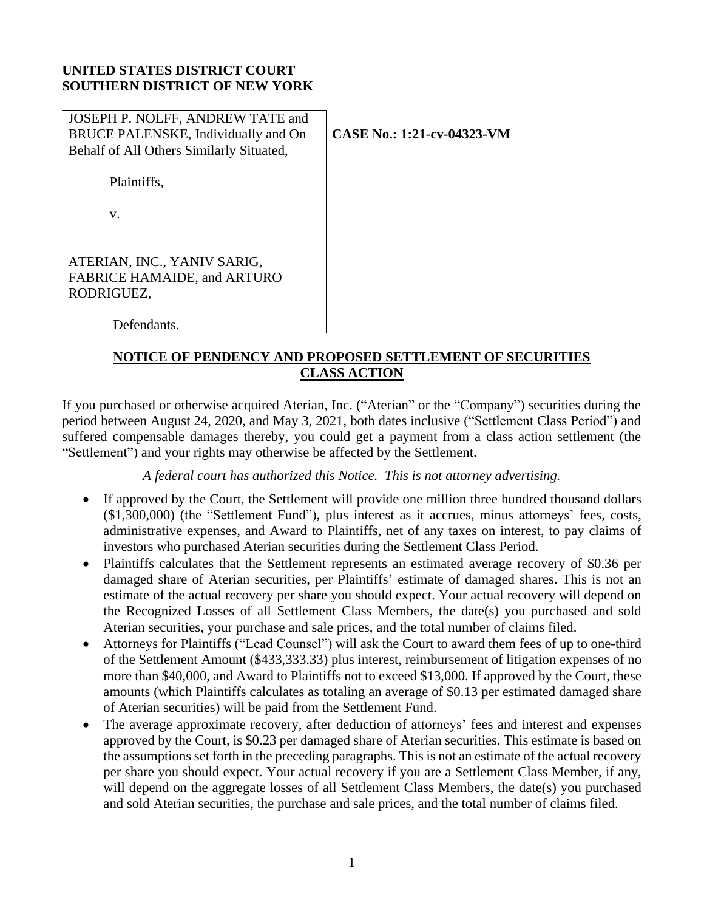**UNITED STATES DISTRICT COURT**
**SOUTHERN DISTRICT OF NEW YORK**

| | |
|---|---|
| JOSEPH P. NOLFF, ANDREW TATE and BRUCE PALENSKE, Individually and On Behalf of All Others Similarly Situated,<br><br>Plaintiffs,<br><br>v.<br><br>ATERIAN, INC., YANIV SARIG, FABRICE HAMAIDE, and ARTURO RODRIGUEZ,<br><br>Defendants. | **CASE No.: 1:21-cv-04323-VM** |

## NOTICE OF PENDENCY AND PROPOSED SETTLEMENT OF SECURITIES CLASS ACTION

If you purchased or otherwise acquired Aterian, Inc. ("Aterian" or the "Company") securities during the period between August 24, 2020, and May 3, 2021, both dates inclusive ("Settlement Class Period") and suffered compensable damages thereby, you could get a payment from a class action settlement (the "Settlement") and your rights may otherwise be affected by the Settlement.

*A federal court has authorized this Notice. This is not attorney advertising.*

- If approved by the Court, the Settlement will provide one million three hundred thousand dollars ($1,300,000) (the "Settlement Fund"), plus interest as it accrues, minus attorneys' fees, costs, administrative expenses, and Award to Plaintiffs, net of any taxes on interest, to pay claims of investors who purchased Aterian securities during the Settlement Class Period.
- Plaintiffs calculates that the Settlement represents an estimated average recovery of $0.36 per damaged share of Aterian securities, per Plaintiffs' estimate of damaged shares. This is not an estimate of the actual recovery per share you should expect. Your actual recovery will depend on the Recognized Losses of all Settlement Class Members, the date(s) you purchased and sold Aterian securities, your purchase and sale prices, and the total number of claims filed.
- Attorneys for Plaintiffs ("Lead Counsel") will ask the Court to award them fees of up to one-third of the Settlement Amount ($433,333.33) plus interest, reimbursement of litigation expenses of no more than $40,000, and Award to Plaintiffs not to exceed $13,000. If approved by the Court, these amounts (which Plaintiffs calculates as totaling an average of $0.13 per estimated damaged share of Aterian securities) will be paid from the Settlement Fund.
- The average approximate recovery, after deduction of attorneys' fees and interest and expenses approved by the Court, is $0.23 per damaged share of Aterian securities. This estimate is based on the assumptions set forth in the preceding paragraphs. This is not an estimate of the actual recovery per share you should expect. Your actual recovery if you are a Settlement Class Member, if any, will depend on the aggregate losses of all Settlement Class Members, the date(s) you purchased and sold Aterian securities, the purchase and sale prices, and the total number of claims filed.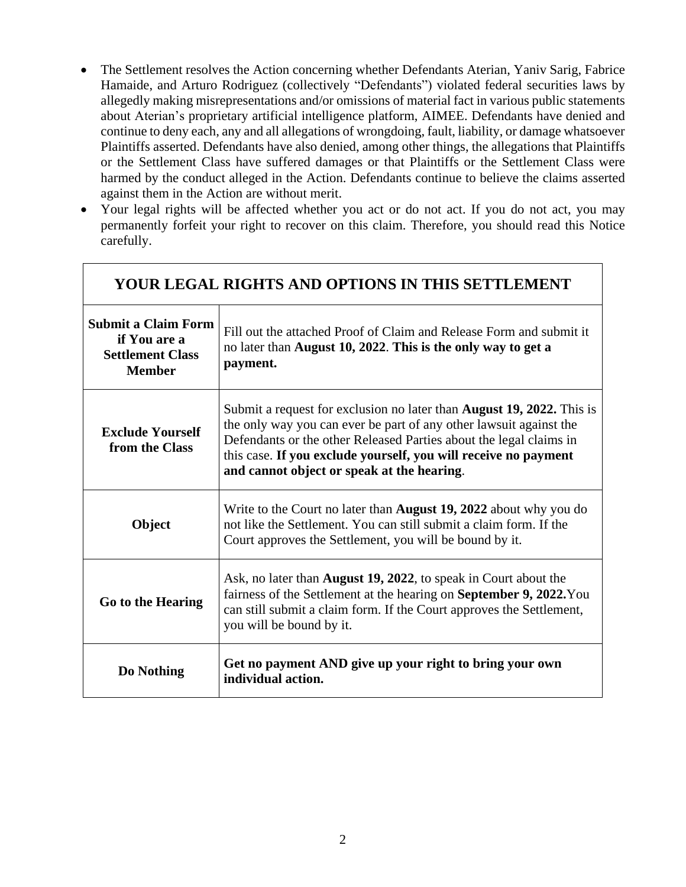- The Settlement resolves the Action concerning whether Defendants Aterian, Yaniv Sarig, Fabrice Hamaide, and Arturo Rodriguez (collectively "Defendants") violated federal securities laws by allegedly making misrepresentations and/or omissions of material fact in various public statements about Aterian's proprietary artificial intelligence platform, AIMEE. Defendants have denied and continue to deny each, any and all allegations of wrongdoing, fault, liability, or damage whatsoever Plaintiffs asserted. Defendants have also denied, among other things, the allegations that Plaintiffs or the Settlement Class have suffered damages or that Plaintiffs or the Settlement Class were harmed by the conduct alleged in the Action. Defendants continue to believe the claims asserted against them in the Action are without merit.
- Your legal rights will be affected whether you act or do not act. If you do not act, you may permanently forfeit your right to recover on this claim. Therefore, you should read this Notice carefully.

| **YOUR LEGAL RIGHTS AND OPTIONS IN THIS SETTLEMENT** | |
|---|---|
| **Submit a Claim Form if You are a Settlement Class Member** | Fill out the attached Proof of Claim and Release Form and submit it no later than **August 10, 2022**. **This is the only way to get a payment.** |
| **Exclude Yourself from the Class** | Submit a request for exclusion no later than **August 19, 2022.** This is the only way you can ever be part of any other lawsuit against the Defendants or the other Released Parties about the legal claims in this case. **If you exclude yourself, you will receive no payment and cannot object or speak at the hearing**. |
| **Object** | Write to the Court no later than **August 19, 2022** about why you do not like the Settlement. You can still submit a claim form. If the Court approves the Settlement, you will be bound by it. |
| **Go to the Hearing** | Ask, no later than **August 19, 2022**, to speak in Court about the fairness of the Settlement at the hearing on **September 9, 2022.** You can still submit a claim form. If the Court approves the Settlement, you will be bound by it. |
| **Do Nothing** | **Get no payment AND give up your right to bring your own individual action.** |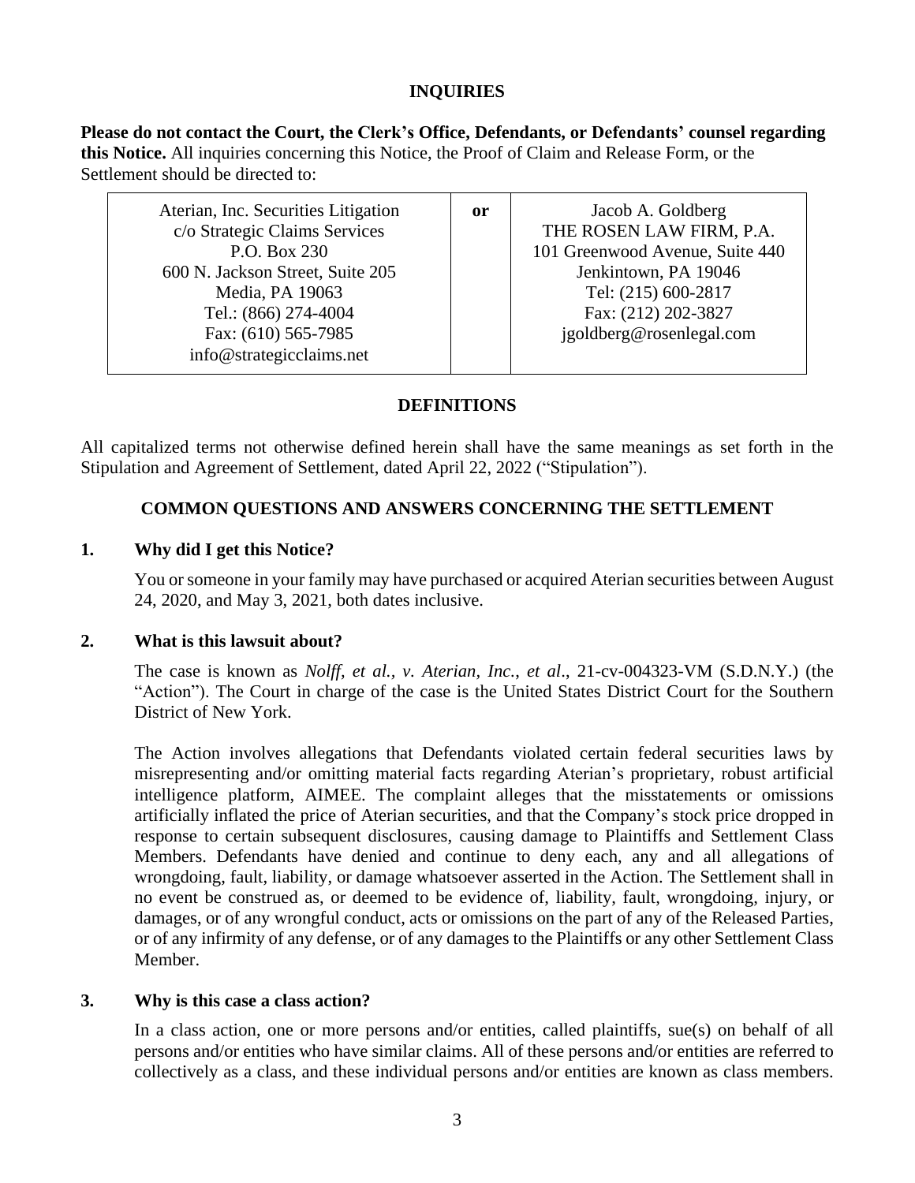## INQUIRIES

**Please do not contact the Court, the Clerk's Office, Defendants, or Defendants' counsel regarding this Notice.** All inquiries concerning this Notice, the Proof of Claim and Release Form, or the Settlement should be directed to:

| Aterian, Inc. Securities Litigation<br>c/o Strategic Claims Services<br>P.O. Box 230<br>600 N. Jackson Street, Suite 205<br>Media, PA 19063<br>Tel.: (866) 274-4004<br>Fax: (610) 565-7985<br>info@strategicclaims.net | **or** | Jacob A. Goldberg<br>THE ROSEN LAW FIRM, P.A.<br>101 Greenwood Avenue, Suite 440<br>Jenkintown, PA 19046<br>Tel: (215) 600-2817<br>Fax: (212) 202-3827<br>jgoldberg@rosenlegal.com |
|---|---|---|

## DEFINITIONS

All capitalized terms not otherwise defined herein shall have the same meanings as set forth in the Stipulation and Agreement of Settlement, dated April 22, 2022 ("Stipulation").

## COMMON QUESTIONS AND ANSWERS CONCERNING THE SETTLEMENT

### 1. Why did I get this Notice?

You or someone in your family may have purchased or acquired Aterian securities between August 24, 2020, and May 3, 2021, both dates inclusive.

### 2. What is this lawsuit about?

The case is known as *Nolff, et al., v. Aterian, Inc., et al*., 21-cv-004323-VM (S.D.N.Y.) (the "Action"). The Court in charge of the case is the United States District Court for the Southern District of New York.

The Action involves allegations that Defendants violated certain federal securities laws by misrepresenting and/or omitting material facts regarding Aterian's proprietary, robust artificial intelligence platform, AIMEE. The complaint alleges that the misstatements or omissions artificially inflated the price of Aterian securities, and that the Company's stock price dropped in response to certain subsequent disclosures, causing damage to Plaintiffs and Settlement Class Members. Defendants have denied and continue to deny each, any and all allegations of wrongdoing, fault, liability, or damage whatsoever asserted in the Action. The Settlement shall in no event be construed as, or deemed to be evidence of, liability, fault, wrongdoing, injury, or damages, or of any wrongful conduct, acts or omissions on the part of any of the Released Parties, or of any infirmity of any defense, or of any damages to the Plaintiffs or any other Settlement Class Member.

### 3. Why is this case a class action?

In a class action, one or more persons and/or entities, called plaintiffs, sue(s) on behalf of all persons and/or entities who have similar claims. All of these persons and/or entities are referred to collectively as a class, and these individual persons and/or entities are known as class members.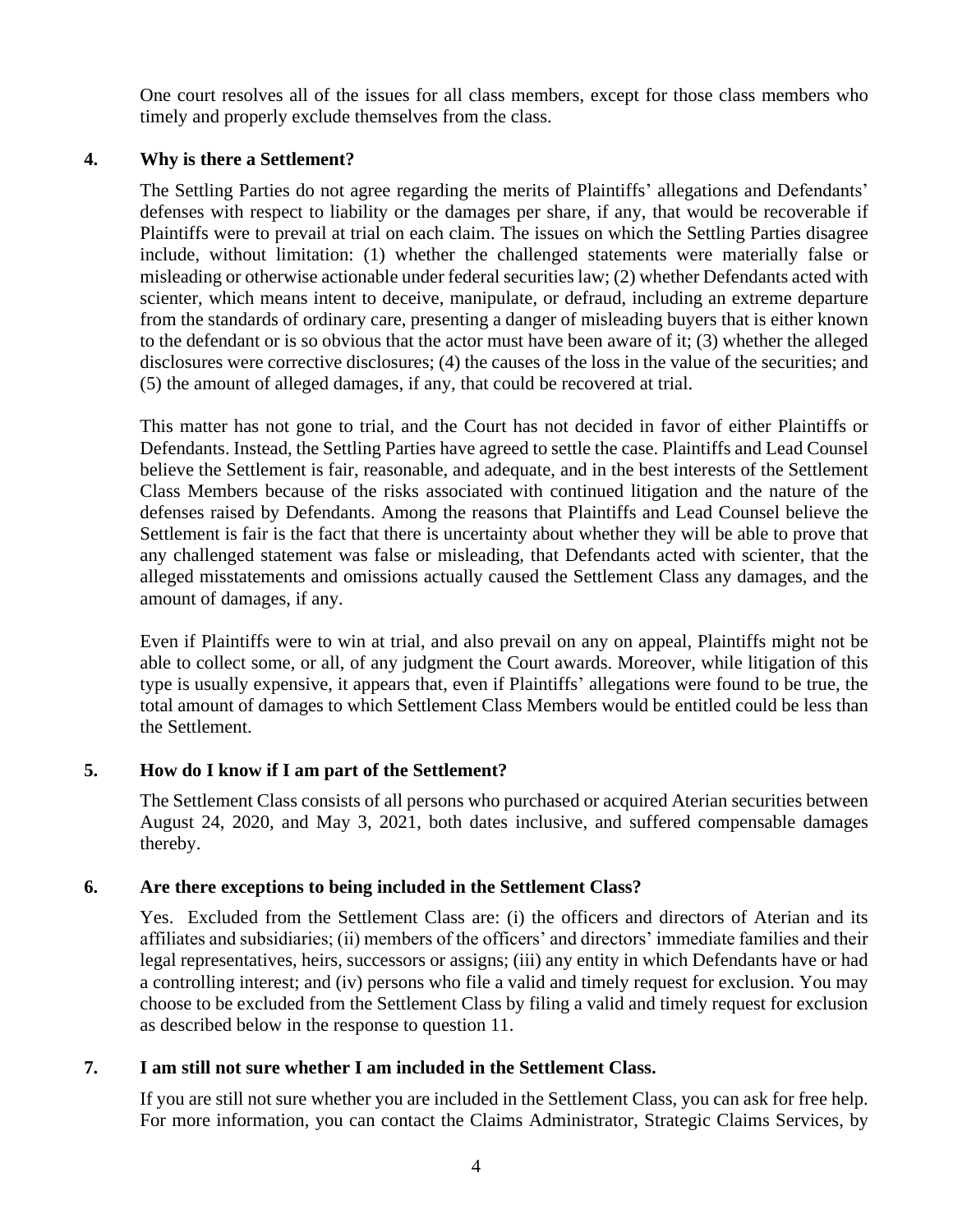One court resolves all of the issues for all class members, except for those class members who timely and properly exclude themselves from the class.

## 4. Why is there a Settlement?

The Settling Parties do not agree regarding the merits of Plaintiffs' allegations and Defendants' defenses with respect to liability or the damages per share, if any, that would be recoverable if Plaintiffs were to prevail at trial on each claim. The issues on which the Settling Parties disagree include, without limitation: (1) whether the challenged statements were materially false or misleading or otherwise actionable under federal securities law; (2) whether Defendants acted with scienter, which means intent to deceive, manipulate, or defraud, including an extreme departure from the standards of ordinary care, presenting a danger of misleading buyers that is either known to the defendant or is so obvious that the actor must have been aware of it; (3) whether the alleged disclosures were corrective disclosures; (4) the causes of the loss in the value of the securities; and (5) the amount of alleged damages, if any, that could be recovered at trial.

This matter has not gone to trial, and the Court has not decided in favor of either Plaintiffs or Defendants. Instead, the Settling Parties have agreed to settle the case. Plaintiffs and Lead Counsel believe the Settlement is fair, reasonable, and adequate, and in the best interests of the Settlement Class Members because of the risks associated with continued litigation and the nature of the defenses raised by Defendants. Among the reasons that Plaintiffs and Lead Counsel believe the Settlement is fair is the fact that there is uncertainty about whether they will be able to prove that any challenged statement was false or misleading, that Defendants acted with scienter, that the alleged misstatements and omissions actually caused the Settlement Class any damages, and the amount of damages, if any.

Even if Plaintiffs were to win at trial, and also prevail on any on appeal, Plaintiffs might not be able to collect some, or all, of any judgment the Court awards. Moreover, while litigation of this type is usually expensive, it appears that, even if Plaintiffs' allegations were found to be true, the total amount of damages to which Settlement Class Members would be entitled could be less than the Settlement.

## 5. How do I know if I am part of the Settlement?

The Settlement Class consists of all persons who purchased or acquired Aterian securities between August 24, 2020, and May 3, 2021, both dates inclusive, and suffered compensable damages thereby.

## 6. Are there exceptions to being included in the Settlement Class?

Yes. Excluded from the Settlement Class are: (i) the officers and directors of Aterian and its affiliates and subsidiaries; (ii) members of the officers' and directors' immediate families and their legal representatives, heirs, successors or assigns; (iii) any entity in which Defendants have or had a controlling interest; and (iv) persons who file a valid and timely request for exclusion. You may choose to be excluded from the Settlement Class by filing a valid and timely request for exclusion as described below in the response to question 11.

## 7. I am still not sure whether I am included in the Settlement Class.

If you are still not sure whether you are included in the Settlement Class, you can ask for free help. For more information, you can contact the Claims Administrator, Strategic Claims Services, by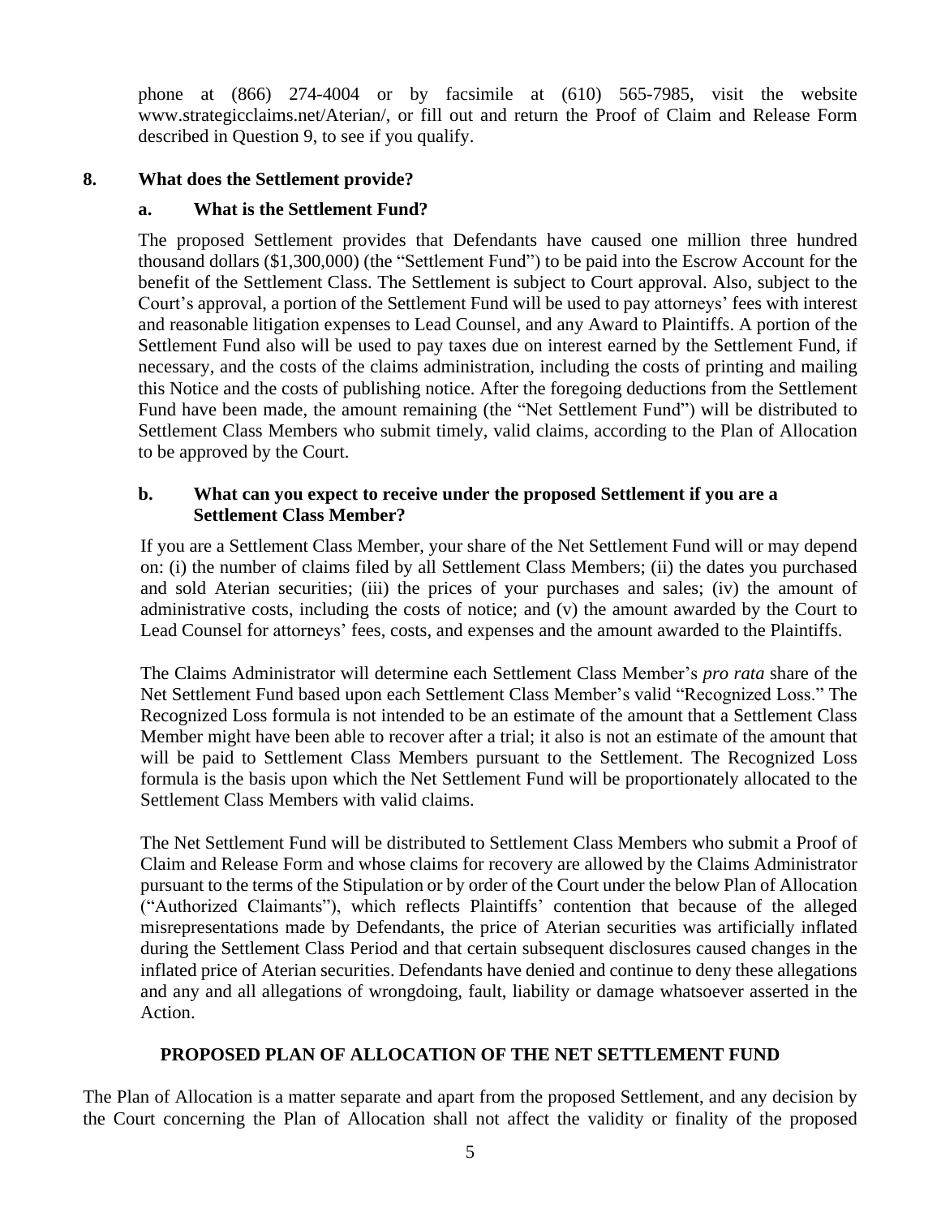phone at (866) 274-4004 or by facsimile at (610) 565-7985, visit the website www.strategicclaims.net/Aterian/, or fill out and return the Proof of Claim and Release Form described in Question 9, to see if you qualify.

### 8. What does the Settlement provide?

#### a. What is the Settlement Fund?

The proposed Settlement provides that Defendants have caused one million three hundred thousand dollars ($1,300,000) (the "Settlement Fund") to be paid into the Escrow Account for the benefit of the Settlement Class. The Settlement is subject to Court approval. Also, subject to the Court's approval, a portion of the Settlement Fund will be used to pay attorneys' fees with interest and reasonable litigation expenses to Lead Counsel, and any Award to Plaintiffs. A portion of the Settlement Fund also will be used to pay taxes due on interest earned by the Settlement Fund, if necessary, and the costs of the claims administration, including the costs of printing and mailing this Notice and the costs of publishing notice. After the foregoing deductions from the Settlement Fund have been made, the amount remaining (the "Net Settlement Fund") will be distributed to Settlement Class Members who submit timely, valid claims, according to the Plan of Allocation to be approved by the Court.

#### b. What can you expect to receive under the proposed Settlement if you are a Settlement Class Member?

If you are a Settlement Class Member, your share of the Net Settlement Fund will or may depend on: (i) the number of claims filed by all Settlement Class Members; (ii) the dates you purchased and sold Aterian securities; (iii) the prices of your purchases and sales; (iv) the amount of administrative costs, including the costs of notice; and (v) the amount awarded by the Court to Lead Counsel for attorneys' fees, costs, and expenses and the amount awarded to the Plaintiffs.

The Claims Administrator will determine each Settlement Class Member's *pro rata* share of the Net Settlement Fund based upon each Settlement Class Member's valid "Recognized Loss." The Recognized Loss formula is not intended to be an estimate of the amount that a Settlement Class Member might have been able to recover after a trial; it also is not an estimate of the amount that will be paid to Settlement Class Members pursuant to the Settlement. The Recognized Loss formula is the basis upon which the Net Settlement Fund will be proportionately allocated to the Settlement Class Members with valid claims.

The Net Settlement Fund will be distributed to Settlement Class Members who submit a Proof of Claim and Release Form and whose claims for recovery are allowed by the Claims Administrator pursuant to the terms of the Stipulation or by order of the Court under the below Plan of Allocation ("Authorized Claimants"), which reflects Plaintiffs' contention that because of the alleged misrepresentations made by Defendants, the price of Aterian securities was artificially inflated during the Settlement Class Period and that certain subsequent disclosures caused changes in the inflated price of Aterian securities. Defendants have denied and continue to deny these allegations and any and all allegations of wrongdoing, fault, liability or damage whatsoever asserted in the Action.

## PROPOSED PLAN OF ALLOCATION OF THE NET SETTLEMENT FUND

The Plan of Allocation is a matter separate and apart from the proposed Settlement, and any decision by the Court concerning the Plan of Allocation shall not affect the validity or finality of the proposed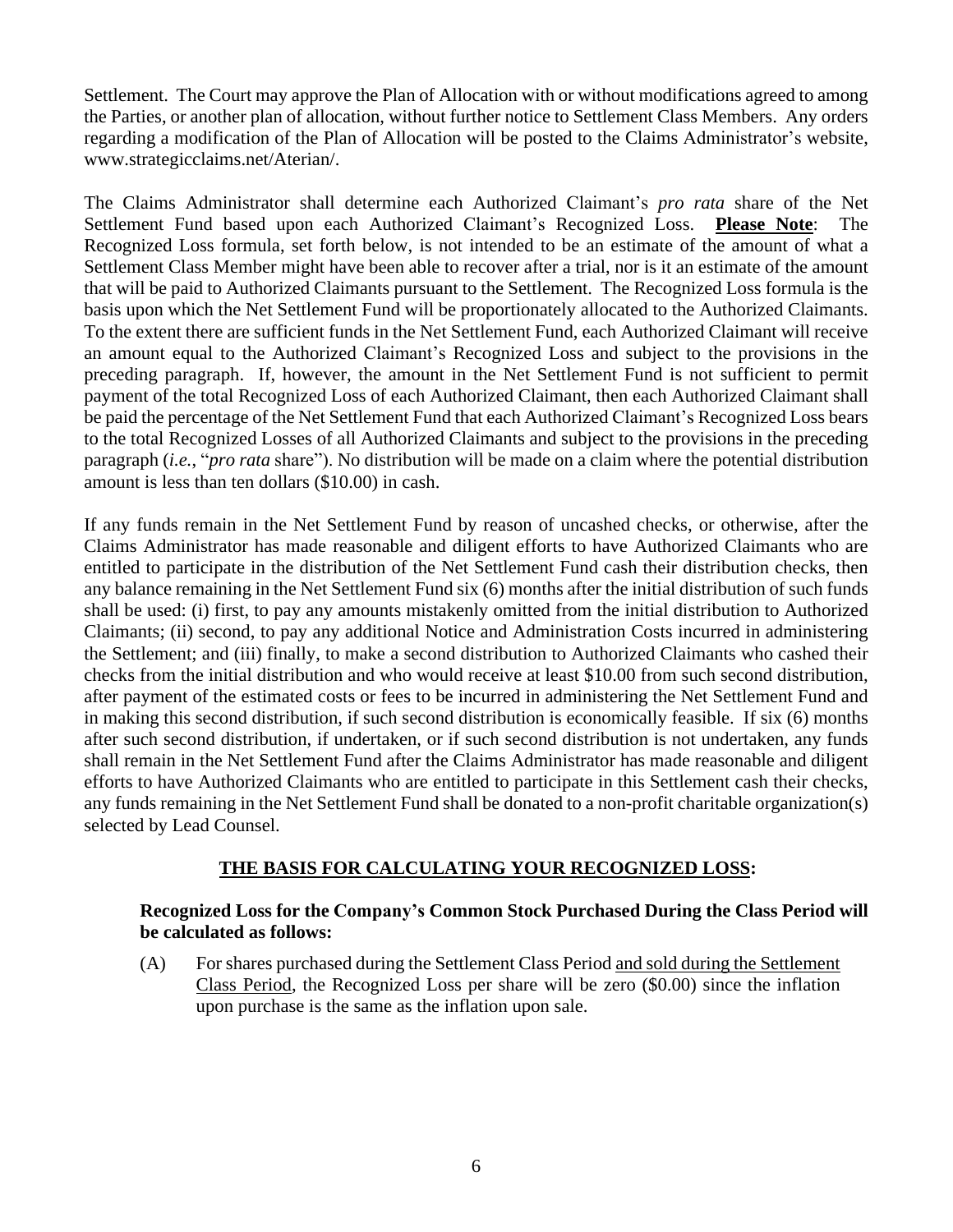Settlement. The Court may approve the Plan of Allocation with or without modifications agreed to among the Parties, or another plan of allocation, without further notice to Settlement Class Members. Any orders regarding a modification of the Plan of Allocation will be posted to the Claims Administrator's website, www.strategicclaims.net/Aterian/.

The Claims Administrator shall determine each Authorized Claimant's *pro rata* share of the Net Settlement Fund based upon each Authorized Claimant's Recognized Loss. **Please Note**: The Recognized Loss formula, set forth below, is not intended to be an estimate of the amount of what a Settlement Class Member might have been able to recover after a trial, nor is it an estimate of the amount that will be paid to Authorized Claimants pursuant to the Settlement. The Recognized Loss formula is the basis upon which the Net Settlement Fund will be proportionately allocated to the Authorized Claimants. To the extent there are sufficient funds in the Net Settlement Fund, each Authorized Claimant will receive an amount equal to the Authorized Claimant's Recognized Loss and subject to the provisions in the preceding paragraph. If, however, the amount in the Net Settlement Fund is not sufficient to permit payment of the total Recognized Loss of each Authorized Claimant, then each Authorized Claimant shall be paid the percentage of the Net Settlement Fund that each Authorized Claimant's Recognized Loss bears to the total Recognized Losses of all Authorized Claimants and subject to the provisions in the preceding paragraph (*i.e.*, "*pro rata* share"). No distribution will be made on a claim where the potential distribution amount is less than ten dollars ($10.00) in cash.

If any funds remain in the Net Settlement Fund by reason of uncashed checks, or otherwise, after the Claims Administrator has made reasonable and diligent efforts to have Authorized Claimants who are entitled to participate in the distribution of the Net Settlement Fund cash their distribution checks, then any balance remaining in the Net Settlement Fund six (6) months after the initial distribution of such funds shall be used: (i) first, to pay any amounts mistakenly omitted from the initial distribution to Authorized Claimants; (ii) second, to pay any additional Notice and Administration Costs incurred in administering the Settlement; and (iii) finally, to make a second distribution to Authorized Claimants who cashed their checks from the initial distribution and who would receive at least $10.00 from such second distribution, after payment of the estimated costs or fees to be incurred in administering the Net Settlement Fund and in making this second distribution, if such second distribution is economically feasible. If six (6) months after such second distribution, if undertaken, or if such second distribution is not undertaken, any funds shall remain in the Net Settlement Fund after the Claims Administrator has made reasonable and diligent efforts to have Authorized Claimants who are entitled to participate in this Settlement cash their checks, any funds remaining in the Net Settlement Fund shall be donated to a non-profit charitable organization(s) selected by Lead Counsel.

## THE BASIS FOR CALCULATING YOUR RECOGNIZED LOSS:

**Recognized Loss for the Company's Common Stock Purchased During the Class Period will be calculated as follows:**

(A) For shares purchased during the Settlement Class Period and sold during the Settlement Class Period, the Recognized Loss per share will be zero ($0.00) since the inflation upon purchase is the same as the inflation upon sale.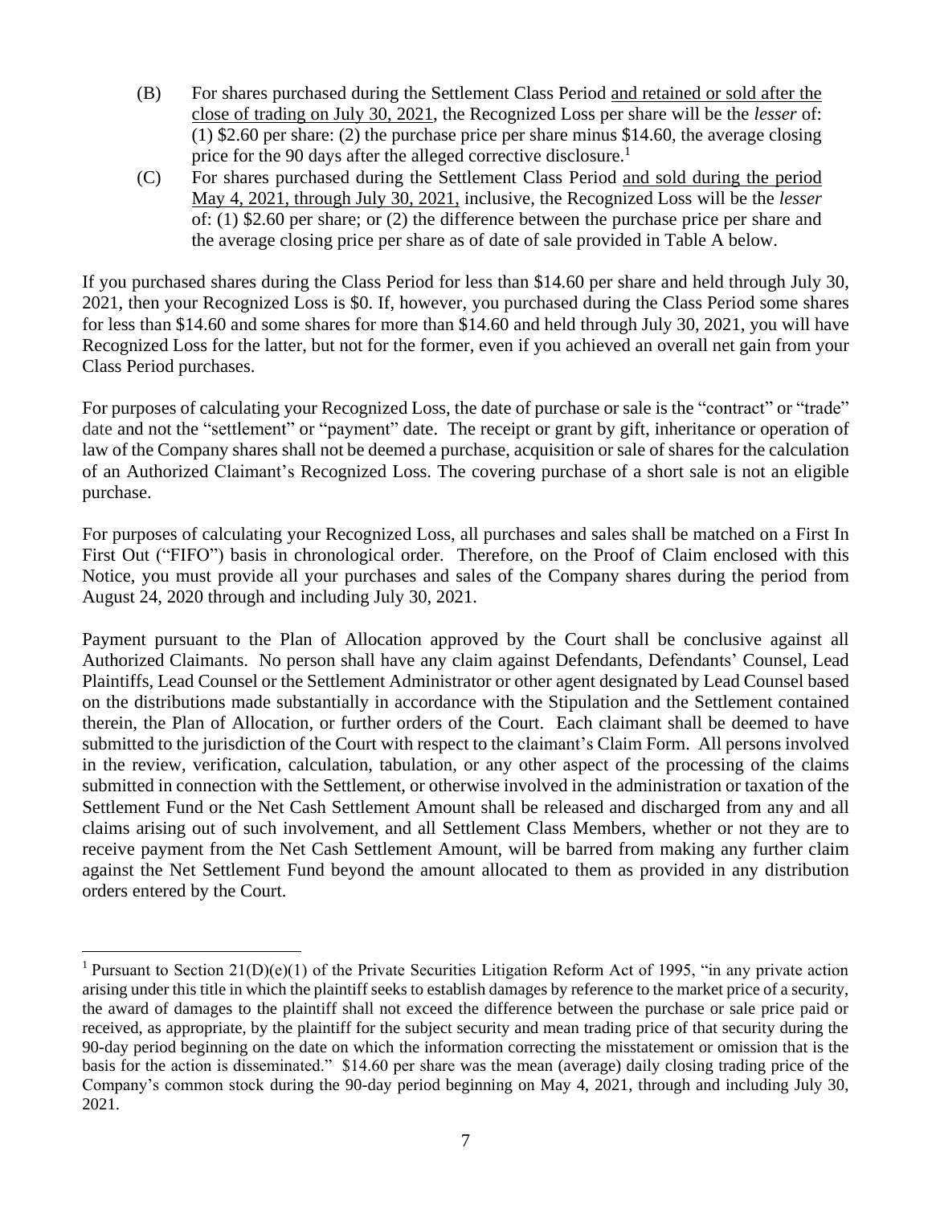(B) For shares purchased during the Settlement Class Period <u>and retained or sold after the close of trading on July 30, 2021</u>, the Recognized Loss per share will be the *lesser* of: (1) $2.60 per share: (2) the purchase price per share minus $14.60, the average closing price for the 90 days after the alleged corrective disclosure.[1]

(C) For shares purchased during the Settlement Class Period <u>and sold during the period May 4, 2021, through July 30, 2021,</u> inclusive, the Recognized Loss will be the *lesser* of: (1) $2.60 per share; or (2) the difference between the purchase price per share and the average closing price per share as of date of sale provided in Table A below.

If you purchased shares during the Class Period for less than $14.60 per share and held through July 30, 2021, then your Recognized Loss is $0. If, however, you purchased during the Class Period some shares for less than $14.60 and some shares for more than $14.60 and held through July 30, 2021, you will have Recognized Loss for the latter, but not for the former, even if you achieved an overall net gain from your Class Period purchases.

For purposes of calculating your Recognized Loss, the date of purchase or sale is the "contract" or "trade" date and not the "settlement" or "payment" date. The receipt or grant by gift, inheritance or operation of law of the Company shares shall not be deemed a purchase, acquisition or sale of shares for the calculation of an Authorized Claimant's Recognized Loss. The covering purchase of a short sale is not an eligible purchase.

For purposes of calculating your Recognized Loss, all purchases and sales shall be matched on a First In First Out ("FIFO") basis in chronological order. Therefore, on the Proof of Claim enclosed with this Notice, you must provide all your purchases and sales of the Company shares during the period from August 24, 2020 through and including July 30, 2021.

Payment pursuant to the Plan of Allocation approved by the Court shall be conclusive against all Authorized Claimants. No person shall have any claim against Defendants, Defendants' Counsel, Lead Plaintiffs, Lead Counsel or the Settlement Administrator or other agent designated by Lead Counsel based on the distributions made substantially in accordance with the Stipulation and the Settlement contained therein, the Plan of Allocation, or further orders of the Court. Each claimant shall be deemed to have submitted to the jurisdiction of the Court with respect to the claimant's Claim Form. All persons involved in the review, verification, calculation, tabulation, or any other aspect of the processing of the claims submitted in connection with the Settlement, or otherwise involved in the administration or taxation of the Settlement Fund or the Net Cash Settlement Amount shall be released and discharged from any and all claims arising out of such involvement, and all Settlement Class Members, whether or not they are to receive payment from the Net Cash Settlement Amount, will be barred from making any further claim against the Net Settlement Fund beyond the amount allocated to them as provided in any distribution orders entered by the Court.

---

[1] Pursuant to Section 21(D)(e)(1) of the Private Securities Litigation Reform Act of 1995, "in any private action arising under this title in which the plaintiff seeks to establish damages by reference to the market price of a security, the award of damages to the plaintiff shall not exceed the difference between the purchase or sale price paid or received, as appropriate, by the plaintiff for the subject security and mean trading price of that security during the 90-day period beginning on the date on which the information correcting the misstatement or omission that is the basis for the action is disseminated." $14.60 per share was the mean (average) daily closing trading price of the Company's common stock during the 90-day period beginning on May 4, 2021, through and including July 30, 2021.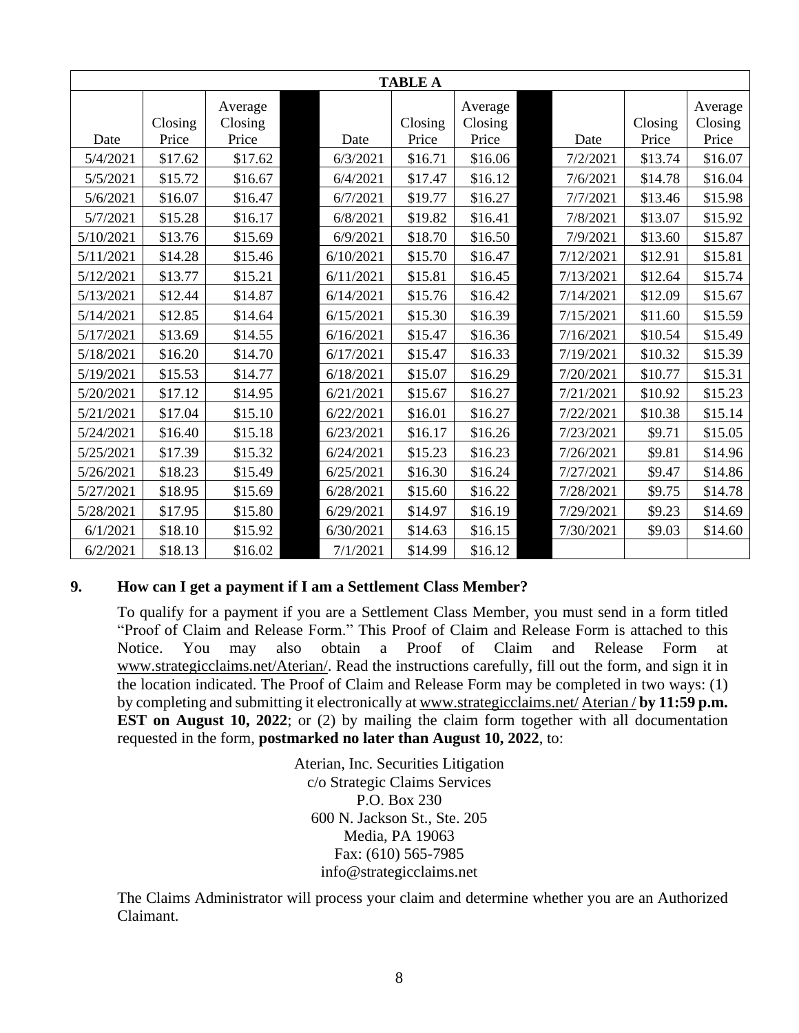| TABLE A | | | | | | | | |
|---|---|---|---|---|---|---|---|---|
| Date | Closing Price | Average Closing Price | Date | Closing Price | Average Closing Price | Date | Closing Price | Average Closing Price |
| 5/4/2021 | $17.62 | $17.62 | 6/3/2021 | $16.71 | $16.06 | 7/2/2021 | $13.74 | $16.07 |
| 5/5/2021 | $15.72 | $16.67 | 6/4/2021 | $17.47 | $16.12 | 7/6/2021 | $14.78 | $16.04 |
| 5/6/2021 | $16.07 | $16.47 | 6/7/2021 | $19.77 | $16.27 | 7/7/2021 | $13.46 | $15.98 |
| 5/7/2021 | $15.28 | $16.17 | 6/8/2021 | $19.82 | $16.41 | 7/8/2021 | $13.07 | $15.92 |
| 5/10/2021 | $13.76 | $15.69 | 6/9/2021 | $18.70 | $16.50 | 7/9/2021 | $13.60 | $15.87 |
| 5/11/2021 | $14.28 | $15.46 | 6/10/2021 | $15.70 | $16.47 | 7/12/2021 | $12.91 | $15.81 |
| 5/12/2021 | $13.77 | $15.21 | 6/11/2021 | $15.81 | $16.45 | 7/13/2021 | $12.64 | $15.74 |
| 5/13/2021 | $12.44 | $14.87 | 6/14/2021 | $15.76 | $16.42 | 7/14/2021 | $12.09 | $15.67 |
| 5/14/2021 | $12.85 | $14.64 | 6/15/2021 | $15.30 | $16.39 | 7/15/2021 | $11.60 | $15.59 |
| 5/17/2021 | $13.69 | $14.55 | 6/16/2021 | $15.47 | $16.36 | 7/16/2021 | $10.54 | $15.49 |
| 5/18/2021 | $16.20 | $14.70 | 6/17/2021 | $15.47 | $16.33 | 7/19/2021 | $10.32 | $15.39 |
| 5/19/2021 | $15.53 | $14.77 | 6/18/2021 | $15.07 | $16.29 | 7/20/2021 | $10.77 | $15.31 |
| 5/20/2021 | $17.12 | $14.95 | 6/21/2021 | $15.67 | $16.27 | 7/21/2021 | $10.92 | $15.23 |
| 5/21/2021 | $17.04 | $15.10 | 6/22/2021 | $16.01 | $16.27 | 7/22/2021 | $10.38 | $15.14 |
| 5/24/2021 | $16.40 | $15.18 | 6/23/2021 | $16.17 | $16.26 | 7/23/2021 | $9.71 | $15.05 |
| 5/25/2021 | $17.39 | $15.32 | 6/24/2021 | $15.23 | $16.23 | 7/26/2021 | $9.81 | $14.96 |
| 5/26/2021 | $18.23 | $15.49 | 6/25/2021 | $16.30 | $16.24 | 7/27/2021 | $9.47 | $14.86 |
| 5/27/2021 | $18.95 | $15.69 | 6/28/2021 | $15.60 | $16.22 | 7/28/2021 | $9.75 | $14.78 |
| 5/28/2021 | $17.95 | $15.80 | 6/29/2021 | $14.97 | $16.19 | 7/29/2021 | $9.23 | $14.69 |
| 6/1/2021 | $18.10 | $15.92 | 6/30/2021 | $14.63 | $16.15 | 7/30/2021 | $9.03 | $14.60 |
| 6/2/2021 | $18.13 | $16.02 | 7/1/2021 | $14.99 | $16.12 | | | |

## 9. How can I get a payment if I am a Settlement Class Member?

To qualify for a payment if you are a Settlement Class Member, you must send in a form titled "Proof of Claim and Release Form." This Proof of Claim and Release Form is attached to this Notice. You may also obtain a Proof of Claim and Release Form at www.strategicclaims.net/Aterian/. Read the instructions carefully, fill out the form, and sign it in the location indicated. The Proof of Claim and Release Form may be completed in two ways: (1) by completing and submitting it electronically at www.strategicclaims.net/ Aterian / **by 11:59 p.m. EST on August 10, 2022**; or (2) by mailing the claim form together with all documentation requested in the form, **postmarked no later than August 10, 2022**, to:

Aterian, Inc. Securities Litigation
c/o Strategic Claims Services
P.O. Box 230
600 N. Jackson St., Ste. 205
Media, PA 19063
Fax: (610) 565-7985
info@strategicclaims.net

The Claims Administrator will process your claim and determine whether you are an Authorized Claimant.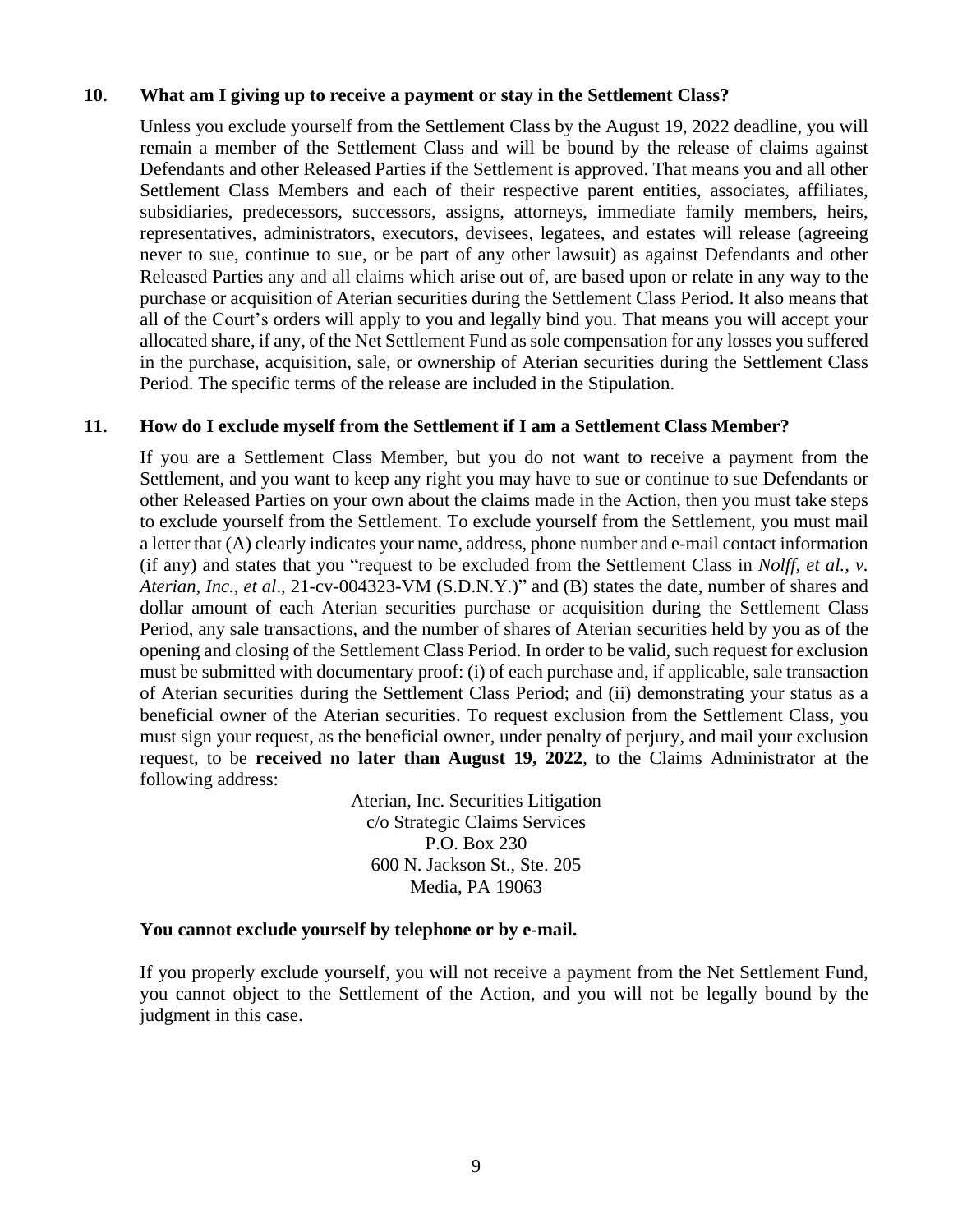### 10. What am I giving up to receive a payment or stay in the Settlement Class?

Unless you exclude yourself from the Settlement Class by the August 19, 2022 deadline, you will remain a member of the Settlement Class and will be bound by the release of claims against Defendants and other Released Parties if the Settlement is approved. That means you and all other Settlement Class Members and each of their respective parent entities, associates, affiliates, subsidiaries, predecessors, successors, assigns, attorneys, immediate family members, heirs, representatives, administrators, executors, devisees, legatees, and estates will release (agreeing never to sue, continue to sue, or be part of any other lawsuit) as against Defendants and other Released Parties any and all claims which arise out of, are based upon or relate in any way to the purchase or acquisition of Aterian securities during the Settlement Class Period. It also means that all of the Court's orders will apply to you and legally bind you. That means you will accept your allocated share, if any, of the Net Settlement Fund as sole compensation for any losses you suffered in the purchase, acquisition, sale, or ownership of Aterian securities during the Settlement Class Period. The specific terms of the release are included in the Stipulation.

### 11. How do I exclude myself from the Settlement if I am a Settlement Class Member?

If you are a Settlement Class Member, but you do not want to receive a payment from the Settlement, and you want to keep any right you may have to sue or continue to sue Defendants or other Released Parties on your own about the claims made in the Action, then you must take steps to exclude yourself from the Settlement. To exclude yourself from the Settlement, you must mail a letter that (A) clearly indicates your name, address, phone number and e-mail contact information (if any) and states that you "request to be excluded from the Settlement Class in *Nolff, et al., v. Aterian, Inc., et al*., 21-cv-004323-VM (S.D.N.Y.)" and (B) states the date, number of shares and dollar amount of each Aterian securities purchase or acquisition during the Settlement Class Period, any sale transactions, and the number of shares of Aterian securities held by you as of the opening and closing of the Settlement Class Period. In order to be valid, such request for exclusion must be submitted with documentary proof: (i) of each purchase and, if applicable, sale transaction of Aterian securities during the Settlement Class Period; and (ii) demonstrating your status as a beneficial owner of the Aterian securities. To request exclusion from the Settlement Class, you must sign your request, as the beneficial owner, under penalty of perjury, and mail your exclusion request, to be **received no later than August 19, 2022**, to the Claims Administrator at the following address:

Aterian, Inc. Securities Litigation
c/o Strategic Claims Services
P.O. Box 230
600 N. Jackson St., Ste. 205
Media, PA 19063

**You cannot exclude yourself by telephone or by e-mail.**

If you properly exclude yourself, you will not receive a payment from the Net Settlement Fund, you cannot object to the Settlement of the Action, and you will not be legally bound by the judgment in this case.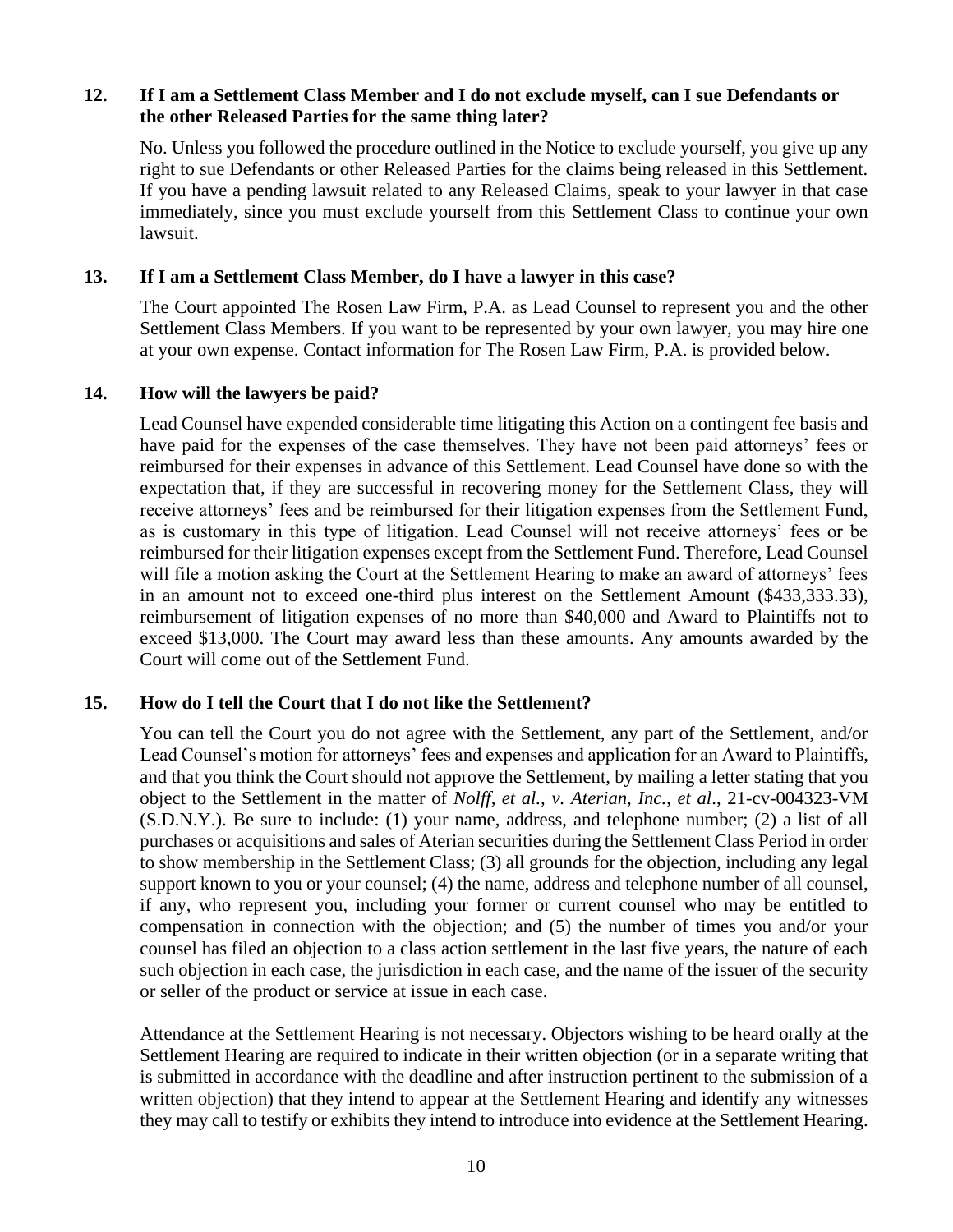**12. If I am a Settlement Class Member and I do not exclude myself, can I sue Defendants or the other Released Parties for the same thing later?**

No. Unless you followed the procedure outlined in the Notice to exclude yourself, you give up any right to sue Defendants or other Released Parties for the claims being released in this Settlement. If you have a pending lawsuit related to any Released Claims, speak to your lawyer in that case immediately, since you must exclude yourself from this Settlement Class to continue your own lawsuit.

**13. If I am a Settlement Class Member, do I have a lawyer in this case?**

The Court appointed The Rosen Law Firm, P.A. as Lead Counsel to represent you and the other Settlement Class Members. If you want to be represented by your own lawyer, you may hire one at your own expense. Contact information for The Rosen Law Firm, P.A. is provided below.

**14. How will the lawyers be paid?**

Lead Counsel have expended considerable time litigating this Action on a contingent fee basis and have paid for the expenses of the case themselves. They have not been paid attorneys' fees or reimbursed for their expenses in advance of this Settlement. Lead Counsel have done so with the expectation that, if they are successful in recovering money for the Settlement Class, they will receive attorneys' fees and be reimbursed for their litigation expenses from the Settlement Fund, as is customary in this type of litigation. Lead Counsel will not receive attorneys' fees or be reimbursed for their litigation expenses except from the Settlement Fund. Therefore, Lead Counsel will file a motion asking the Court at the Settlement Hearing to make an award of attorneys' fees in an amount not to exceed one-third plus interest on the Settlement Amount ($433,333.33), reimbursement of litigation expenses of no more than $40,000 and Award to Plaintiffs not to exceed $13,000. The Court may award less than these amounts. Any amounts awarded by the Court will come out of the Settlement Fund.

**15. How do I tell the Court that I do not like the Settlement?**

You can tell the Court you do not agree with the Settlement, any part of the Settlement, and/or Lead Counsel's motion for attorneys' fees and expenses and application for an Award to Plaintiffs, and that you think the Court should not approve the Settlement, by mailing a letter stating that you object to the Settlement in the matter of *Nolff, et al., v. Aterian, Inc., et al*., 21-cv-004323-VM (S.D.N.Y.). Be sure to include: (1) your name, address, and telephone number; (2) a list of all purchases or acquisitions and sales of Aterian securities during the Settlement Class Period in order to show membership in the Settlement Class; (3) all grounds for the objection, including any legal support known to you or your counsel; (4) the name, address and telephone number of all counsel, if any, who represent you, including your former or current counsel who may be entitled to compensation in connection with the objection; and (5) the number of times you and/or your counsel has filed an objection to a class action settlement in the last five years, the nature of each such objection in each case, the jurisdiction in each case, and the name of the issuer of the security or seller of the product or service at issue in each case.

Attendance at the Settlement Hearing is not necessary. Objectors wishing to be heard orally at the Settlement Hearing are required to indicate in their written objection (or in a separate writing that is submitted in accordance with the deadline and after instruction pertinent to the submission of a written objection) that they intend to appear at the Settlement Hearing and identify any witnesses they may call to testify or exhibits they intend to introduce into evidence at the Settlement Hearing.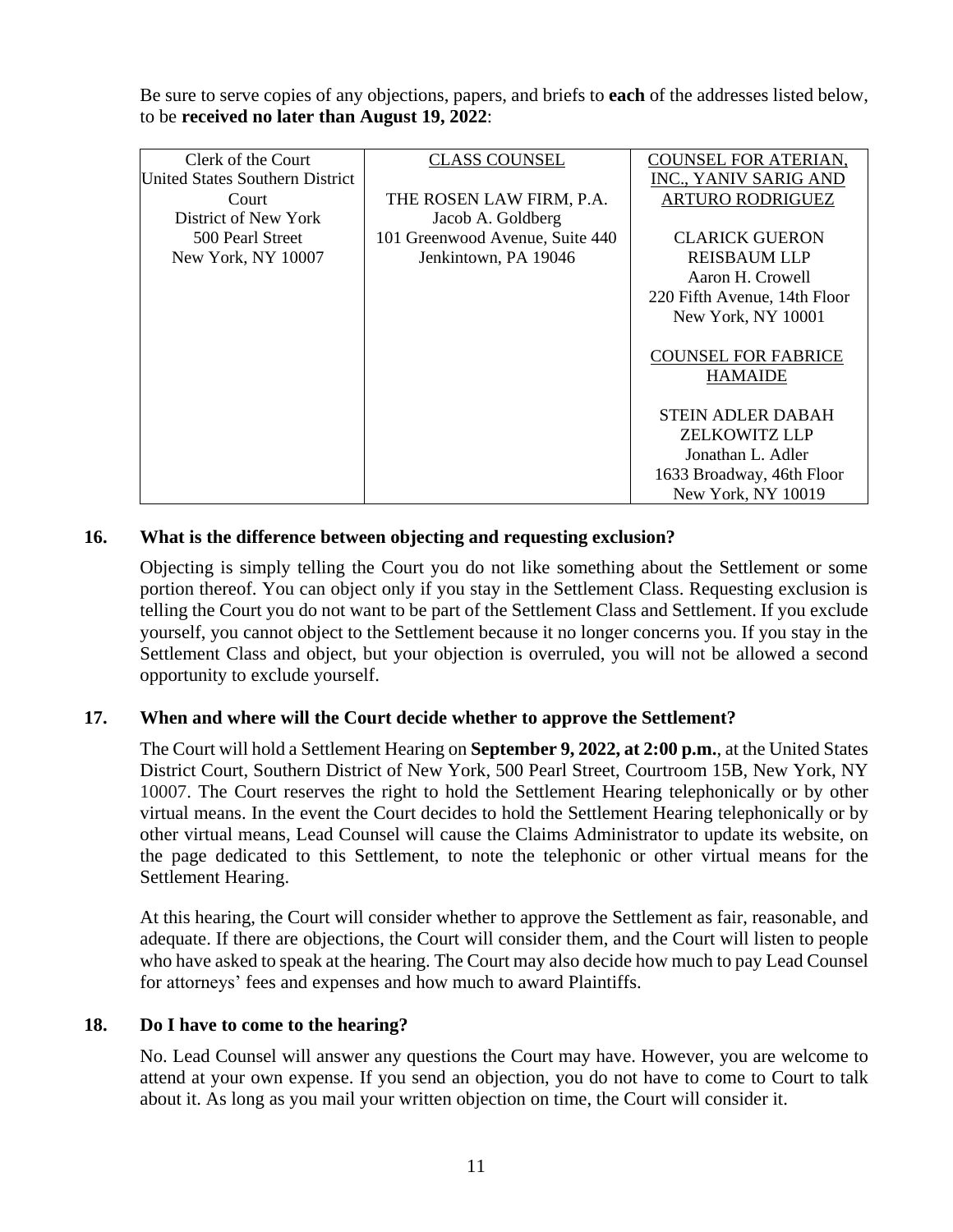Be sure to serve copies of any objections, papers, and briefs to **each** of the addresses listed below, to be **received no later than August 19, 2022**:

| Clerk of the Court | CLASS COUNSEL | COUNSEL FOR ATERIAN, INC., YANIV SARIG AND ARTURO RODRIGUEZ |
|---|---|---|
| United States Southern District Court District of New York 500 Pearl Street New York, NY 10007 | THE ROSEN LAW FIRM, P.A. Jacob A. Goldberg 101 Greenwood Avenue, Suite 440 Jenkintown, PA 19046 | CLARICK GUERON REISBAUM LLP Aaron H. Crowell 220 Fifth Avenue, 14th Floor New York, NY 10001<br><br>COUNSEL FOR FABRICE HAMAIDE<br><br>STEIN ADLER DABAH ZELKOWITZ LLP Jonathan L. Adler 1633 Broadway, 46th Floor New York, NY 10019 |

### 16. What is the difference between objecting and requesting exclusion?

Objecting is simply telling the Court you do not like something about the Settlement or some portion thereof. You can object only if you stay in the Settlement Class. Requesting exclusion is telling the Court you do not want to be part of the Settlement Class and Settlement. If you exclude yourself, you cannot object to the Settlement because it no longer concerns you. If you stay in the Settlement Class and object, but your objection is overruled, you will not be allowed a second opportunity to exclude yourself.

### 17. When and where will the Court decide whether to approve the Settlement?

The Court will hold a Settlement Hearing on **September 9, 2022, at 2:00 p.m.**, at the United States District Court, Southern District of New York, 500 Pearl Street, Courtroom 15B, New York, NY 10007. The Court reserves the right to hold the Settlement Hearing telephonically or by other virtual means. In the event the Court decides to hold the Settlement Hearing telephonically or by other virtual means, Lead Counsel will cause the Claims Administrator to update its website, on the page dedicated to this Settlement, to note the telephonic or other virtual means for the Settlement Hearing.

At this hearing, the Court will consider whether to approve the Settlement as fair, reasonable, and adequate. If there are objections, the Court will consider them, and the Court will listen to people who have asked to speak at the hearing. The Court may also decide how much to pay Lead Counsel for attorneys' fees and expenses and how much to award Plaintiffs.

### 18. Do I have to come to the hearing?

No. Lead Counsel will answer any questions the Court may have. However, you are welcome to attend at your own expense. If you send an objection, you do not have to come to Court to talk about it. As long as you mail your written objection on time, the Court will consider it.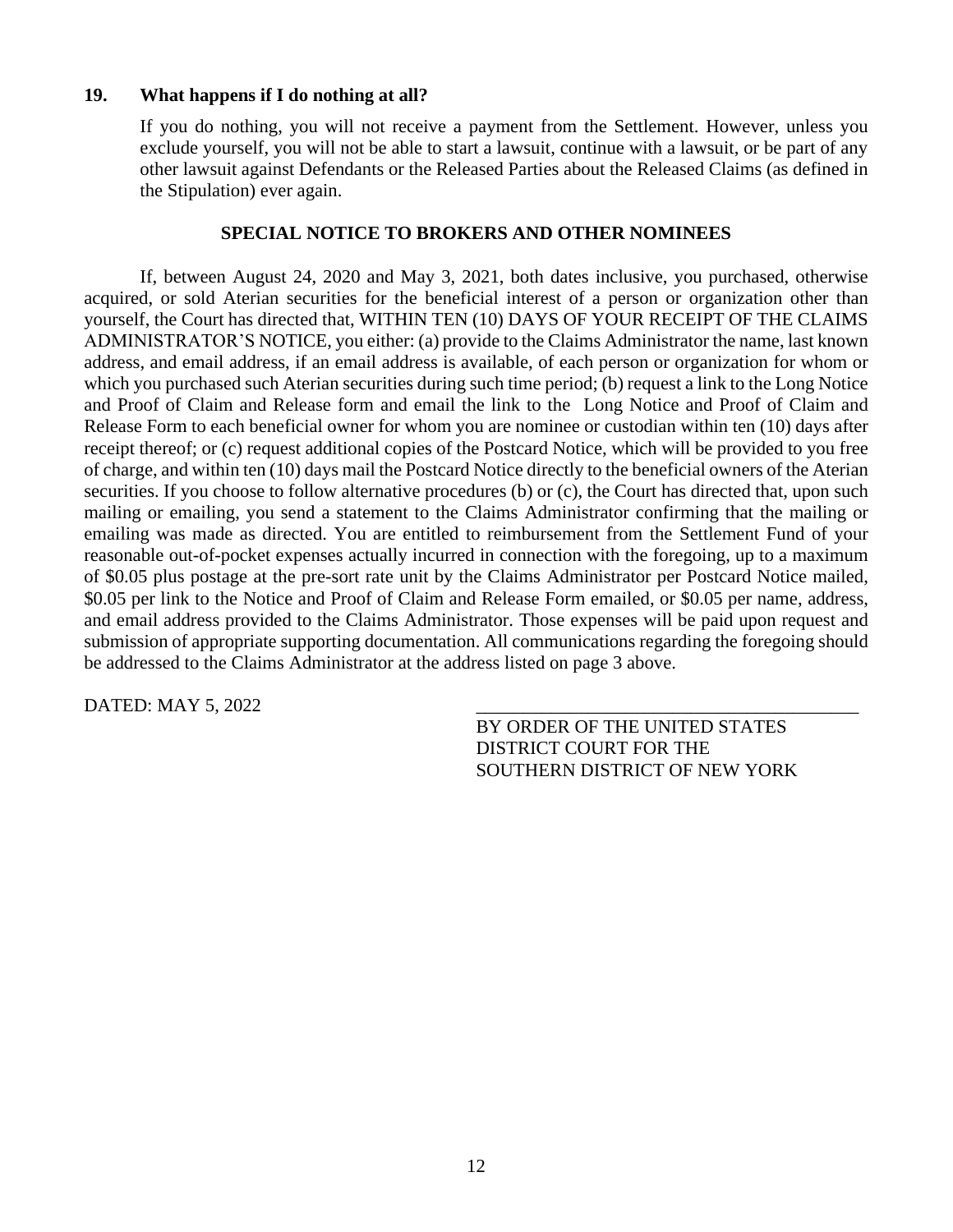### 19. What happens if I do nothing at all?

If you do nothing, you will not receive a payment from the Settlement. However, unless you exclude yourself, you will not be able to start a lawsuit, continue with a lawsuit, or be part of any other lawsuit against Defendants or the Released Parties about the Released Claims (as defined in the Stipulation) ever again.

## SPECIAL NOTICE TO BROKERS AND OTHER NOMINEES

If, between August 24, 2020 and May 3, 2021, both dates inclusive, you purchased, otherwise acquired, or sold Aterian securities for the beneficial interest of a person or organization other than yourself, the Court has directed that, WITHIN TEN (10) DAYS OF YOUR RECEIPT OF THE CLAIMS ADMINISTRATOR'S NOTICE, you either: (a) provide to the Claims Administrator the name, last known address, and email address, if an email address is available, of each person or organization for whom or which you purchased such Aterian securities during such time period; (b) request a link to the Long Notice and Proof of Claim and Release form and email the link to the Long Notice and Proof of Claim and Release Form to each beneficial owner for whom you are nominee or custodian within ten (10) days after receipt thereof; or (c) request additional copies of the Postcard Notice, which will be provided to you free of charge, and within ten (10) days mail the Postcard Notice directly to the beneficial owners of the Aterian securities. If you choose to follow alternative procedures (b) or (c), the Court has directed that, upon such mailing or emailing, you send a statement to the Claims Administrator confirming that the mailing or emailing was made as directed. You are entitled to reimbursement from the Settlement Fund of your reasonable out-of-pocket expenses actually incurred in connection with the foregoing, up to a maximum of $0.05 plus postage at the pre-sort rate unit by the Claims Administrator per Postcard Notice mailed, $0.05 per link to the Notice and Proof of Claim and Release Form emailed, or $0.05 per name, address, and email address provided to the Claims Administrator. Those expenses will be paid upon request and submission of appropriate supporting documentation. All communications regarding the foregoing should be addressed to the Claims Administrator at the address listed on page 3 above.

DATED: MAY 5, 2022

\_\_\_\_\_\_\_\_\_\_\_\_\_\_\_\_\_\_\_\_\_\_\_\_\_\_\_\_\_\_\_\_\_\_\_\_\_\_\_\_

BY ORDER OF THE UNITED STATES
DISTRICT COURT FOR THE
SOUTHERN DISTRICT OF NEW YORK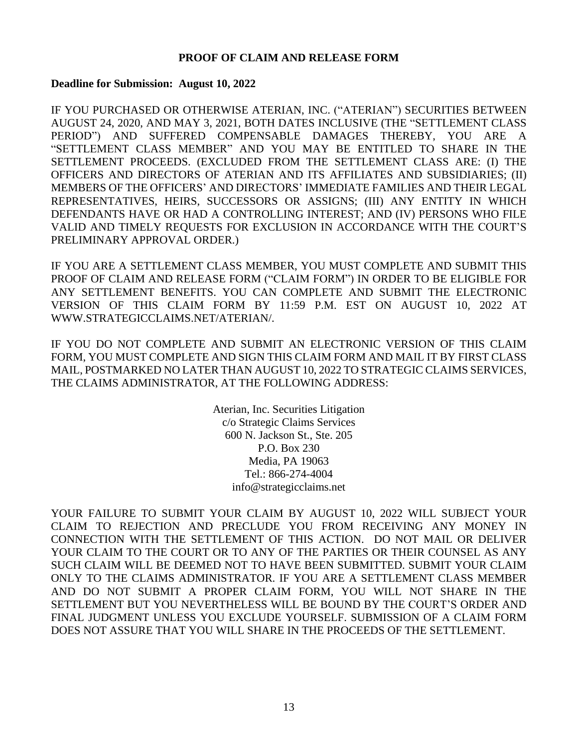# PROOF OF CLAIM AND RELEASE FORM

**Deadline for Submission: August 10, 2022**

IF YOU PURCHASED OR OTHERWISE ATERIAN, INC. ("ATERIAN") SECURITIES BETWEEN AUGUST 24, 2020, AND MAY 3, 2021, BOTH DATES INCLUSIVE (THE "SETTLEMENT CLASS PERIOD") AND SUFFERED COMPENSABLE DAMAGES THEREBY, YOU ARE A "SETTLEMENT CLASS MEMBER" AND YOU MAY BE ENTITLED TO SHARE IN THE SETTLEMENT PROCEEDS. (EXCLUDED FROM THE SETTLEMENT CLASS ARE: (I) THE OFFICERS AND DIRECTORS OF ATERIAN AND ITS AFFILIATES AND SUBSIDIARIES; (II) MEMBERS OF THE OFFICERS' AND DIRECTORS' IMMEDIATE FAMILIES AND THEIR LEGAL REPRESENTATIVES, HEIRS, SUCCESSORS OR ASSIGNS; (III) ANY ENTITY IN WHICH DEFENDANTS HAVE OR HAD A CONTROLLING INTEREST; AND (IV) PERSONS WHO FILE VALID AND TIMELY REQUESTS FOR EXCLUSION IN ACCORDANCE WITH THE COURT'S PRELIMINARY APPROVAL ORDER.)

IF YOU ARE A SETTLEMENT CLASS MEMBER, YOU MUST COMPLETE AND SUBMIT THIS PROOF OF CLAIM AND RELEASE FORM ("CLAIM FORM") IN ORDER TO BE ELIGIBLE FOR ANY SETTLEMENT BENEFITS. YOU CAN COMPLETE AND SUBMIT THE ELECTRONIC VERSION OF THIS CLAIM FORM BY 11:59 P.M. EST ON AUGUST 10, 2022 AT WWW.STRATEGICCLAIMS.NET/ATERIAN/.

IF YOU DO NOT COMPLETE AND SUBMIT AN ELECTRONIC VERSION OF THIS CLAIM FORM, YOU MUST COMPLETE AND SIGN THIS CLAIM FORM AND MAIL IT BY FIRST CLASS MAIL, POSTMARKED NO LATER THAN AUGUST 10, 2022 TO STRATEGIC CLAIMS SERVICES, THE CLAIMS ADMINISTRATOR, AT THE FOLLOWING ADDRESS:

Aterian, Inc. Securities Litigation
c/o Strategic Claims Services
600 N. Jackson St., Ste. 205
P.O. Box 230
Media, PA 19063
Tel.: 866-274-4004
info@strategicclaims.net

YOUR FAILURE TO SUBMIT YOUR CLAIM BY AUGUST 10, 2022 WILL SUBJECT YOUR CLAIM TO REJECTION AND PRECLUDE YOU FROM RECEIVING ANY MONEY IN CONNECTION WITH THE SETTLEMENT OF THIS ACTION. DO NOT MAIL OR DELIVER YOUR CLAIM TO THE COURT OR TO ANY OF THE PARTIES OR THEIR COUNSEL AS ANY SUCH CLAIM WILL BE DEEMED NOT TO HAVE BEEN SUBMITTED. SUBMIT YOUR CLAIM ONLY TO THE CLAIMS ADMINISTRATOR. IF YOU ARE A SETTLEMENT CLASS MEMBER AND DO NOT SUBMIT A PROPER CLAIM FORM, YOU WILL NOT SHARE IN THE SETTLEMENT BUT YOU NEVERTHELESS WILL BE BOUND BY THE COURT'S ORDER AND FINAL JUDGMENT UNLESS YOU EXCLUDE YOURSELF. SUBMISSION OF A CLAIM FORM DOES NOT ASSURE THAT YOU WILL SHARE IN THE PROCEEDS OF THE SETTLEMENT.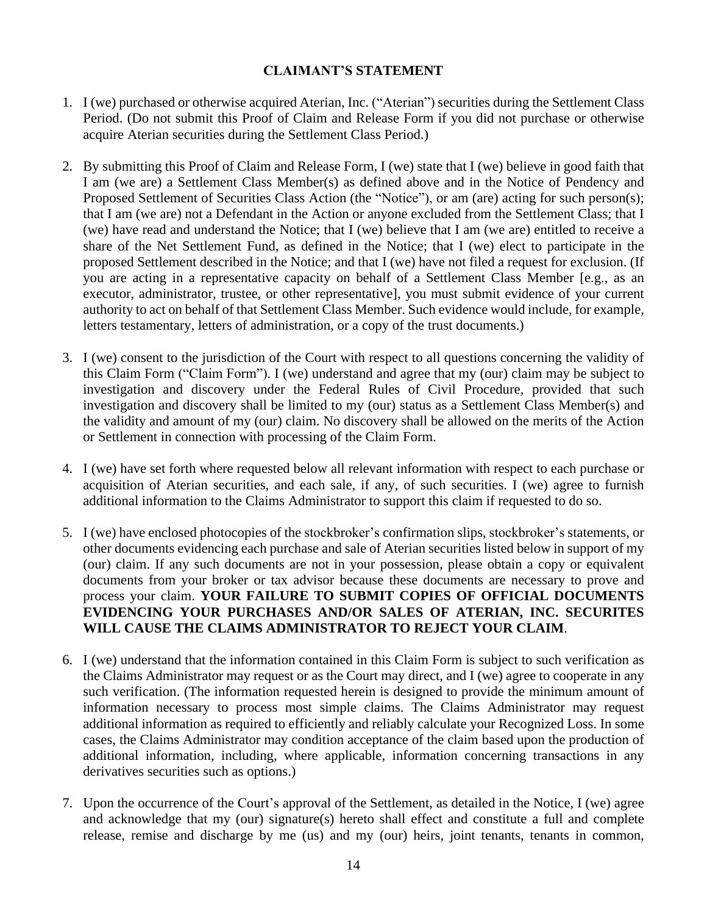## CLAIMANT'S STATEMENT

1. I (we) purchased or otherwise acquired Aterian, Inc. ("Aterian") securities during the Settlement Class Period. (Do not submit this Proof of Claim and Release Form if you did not purchase or otherwise acquire Aterian securities during the Settlement Class Period.)

2. By submitting this Proof of Claim and Release Form, I (we) state that I (we) believe in good faith that I am (we are) a Settlement Class Member(s) as defined above and in the Notice of Pendency and Proposed Settlement of Securities Class Action (the "Notice"), or am (are) acting for such person(s); that I am (we are) not a Defendant in the Action or anyone excluded from the Settlement Class; that I (we) have read and understand the Notice; that I (we) believe that I am (we are) entitled to receive a share of the Net Settlement Fund, as defined in the Notice; that I (we) elect to participate in the proposed Settlement described in the Notice; and that I (we) have not filed a request for exclusion. (If you are acting in a representative capacity on behalf of a Settlement Class Member [e.g., as an executor, administrator, trustee, or other representative], you must submit evidence of your current authority to act on behalf of that Settlement Class Member. Such evidence would include, for example, letters testamentary, letters of administration, or a copy of the trust documents.)

3. I (we) consent to the jurisdiction of the Court with respect to all questions concerning the validity of this Claim Form ("Claim Form"). I (we) understand and agree that my (our) claim may be subject to investigation and discovery under the Federal Rules of Civil Procedure, provided that such investigation and discovery shall be limited to my (our) status as a Settlement Class Member(s) and the validity and amount of my (our) claim. No discovery shall be allowed on the merits of the Action or Settlement in connection with processing of the Claim Form.

4. I (we) have set forth where requested below all relevant information with respect to each purchase or acquisition of Aterian securities, and each sale, if any, of such securities. I (we) agree to furnish additional information to the Claims Administrator to support this claim if requested to do so.

5. I (we) have enclosed photocopies of the stockbroker's confirmation slips, stockbroker's statements, or other documents evidencing each purchase and sale of Aterian securities listed below in support of my (our) claim. If any such documents are not in your possession, please obtain a copy or equivalent documents from your broker or tax advisor because these documents are necessary to prove and process your claim. **YOUR FAILURE TO SUBMIT COPIES OF OFFICIAL DOCUMENTS EVIDENCING YOUR PURCHASES AND/OR SALES OF ATERIAN, INC. SECURITES WILL CAUSE THE CLAIMS ADMINISTRATOR TO REJECT YOUR CLAIM**.

6. I (we) understand that the information contained in this Claim Form is subject to such verification as the Claims Administrator may request or as the Court may direct, and I (we) agree to cooperate in any such verification. (The information requested herein is designed to provide the minimum amount of information necessary to process most simple claims. The Claims Administrator may request additional information as required to efficiently and reliably calculate your Recognized Loss. In some cases, the Claims Administrator may condition acceptance of the claim based upon the production of additional information, including, where applicable, information concerning transactions in any derivatives securities such as options.)

7. Upon the occurrence of the Court's approval of the Settlement, as detailed in the Notice, I (we) agree and acknowledge that my (our) signature(s) hereto shall effect and constitute a full and complete release, remise and discharge by me (us) and my (our) heirs, joint tenants, tenants in common,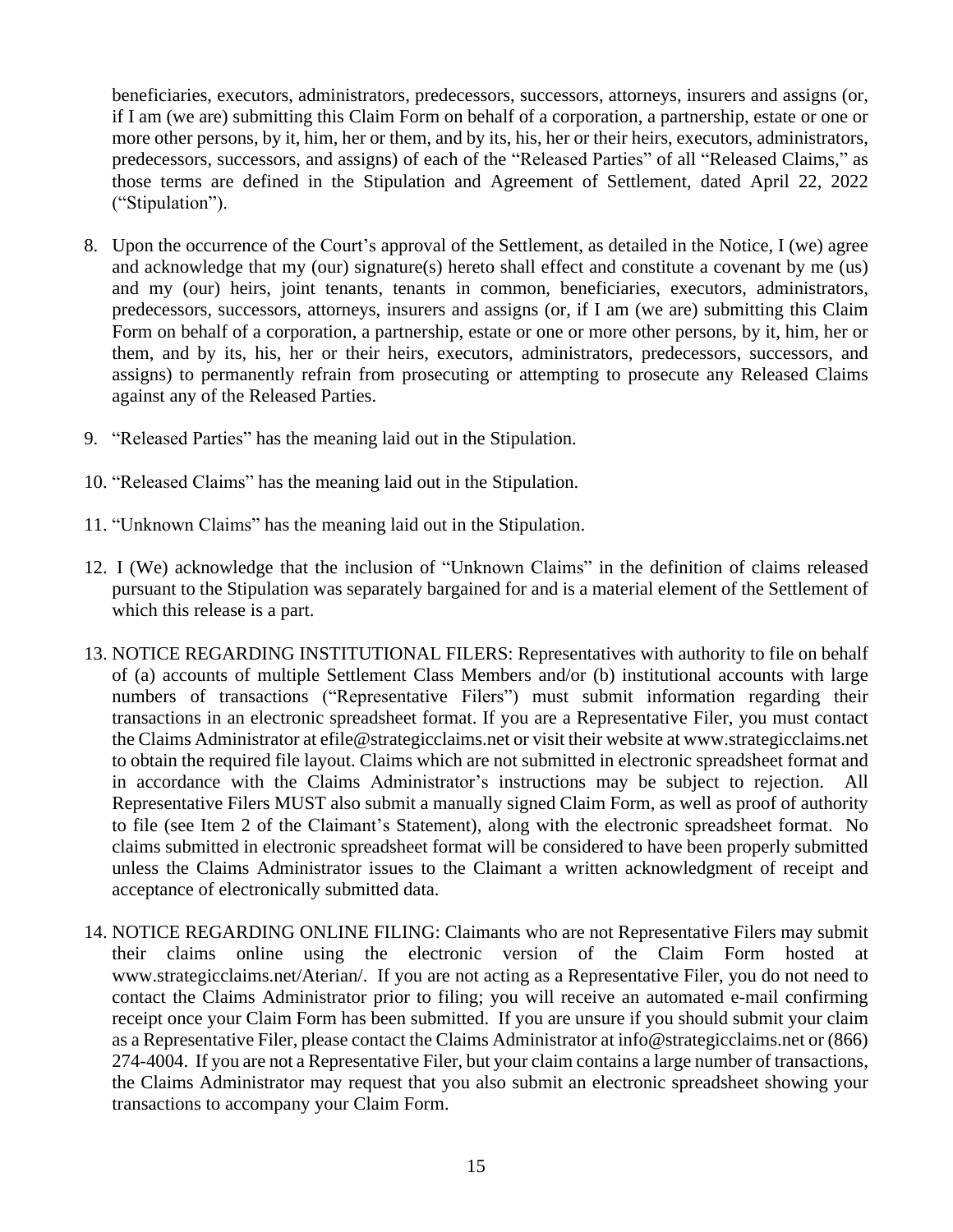beneficiaries, executors, administrators, predecessors, successors, attorneys, insurers and assigns (or, if I am (we are) submitting this Claim Form on behalf of a corporation, a partnership, estate or one or more other persons, by it, him, her or them, and by its, his, her or their heirs, executors, administrators, predecessors, successors, and assigns) of each of the "Released Parties" of all "Released Claims," as those terms are defined in the Stipulation and Agreement of Settlement, dated April 22, 2022 ("Stipulation").

8. Upon the occurrence of the Court's approval of the Settlement, as detailed in the Notice, I (we) agree and acknowledge that my (our) signature(s) hereto shall effect and constitute a covenant by me (us) and my (our) heirs, joint tenants, tenants in common, beneficiaries, executors, administrators, predecessors, successors, attorneys, insurers and assigns (or, if I am (we are) submitting this Claim Form on behalf of a corporation, a partnership, estate or one or more other persons, by it, him, her or them, and by its, his, her or their heirs, executors, administrators, predecessors, successors, and assigns) to permanently refrain from prosecuting or attempting to prosecute any Released Claims against any of the Released Parties.

9. "Released Parties" has the meaning laid out in the Stipulation.

10. "Released Claims" has the meaning laid out in the Stipulation.

11. "Unknown Claims" has the meaning laid out in the Stipulation.

12. I (We) acknowledge that the inclusion of "Unknown Claims" in the definition of claims released pursuant to the Stipulation was separately bargained for and is a material element of the Settlement of which this release is a part.

13. NOTICE REGARDING INSTITUTIONAL FILERS: Representatives with authority to file on behalf of (a) accounts of multiple Settlement Class Members and/or (b) institutional accounts with large numbers of transactions ("Representative Filers") must submit information regarding their transactions in an electronic spreadsheet format. If you are a Representative Filer, you must contact the Claims Administrator at efile@strategicclaims.net or visit their website at www.strategicclaims.net to obtain the required file layout. Claims which are not submitted in electronic spreadsheet format and in accordance with the Claims Administrator's instructions may be subject to rejection. All Representative Filers MUST also submit a manually signed Claim Form, as well as proof of authority to file (see Item 2 of the Claimant's Statement), along with the electronic spreadsheet format. No claims submitted in electronic spreadsheet format will be considered to have been properly submitted unless the Claims Administrator issues to the Claimant a written acknowledgment of receipt and acceptance of electronically submitted data.

14. NOTICE REGARDING ONLINE FILING: Claimants who are not Representative Filers may submit their claims online using the electronic version of the Claim Form hosted at www.strategicclaims.net/Aterian/. If you are not acting as a Representative Filer, you do not need to contact the Claims Administrator prior to filing; you will receive an automated e-mail confirming receipt once your Claim Form has been submitted. If you are unsure if you should submit your claim as a Representative Filer, please contact the Claims Administrator at info@strategicclaims.net or (866) 274-4004. If you are not a Representative Filer, but your claim contains a large number of transactions, the Claims Administrator may request that you also submit an electronic spreadsheet showing your transactions to accompany your Claim Form.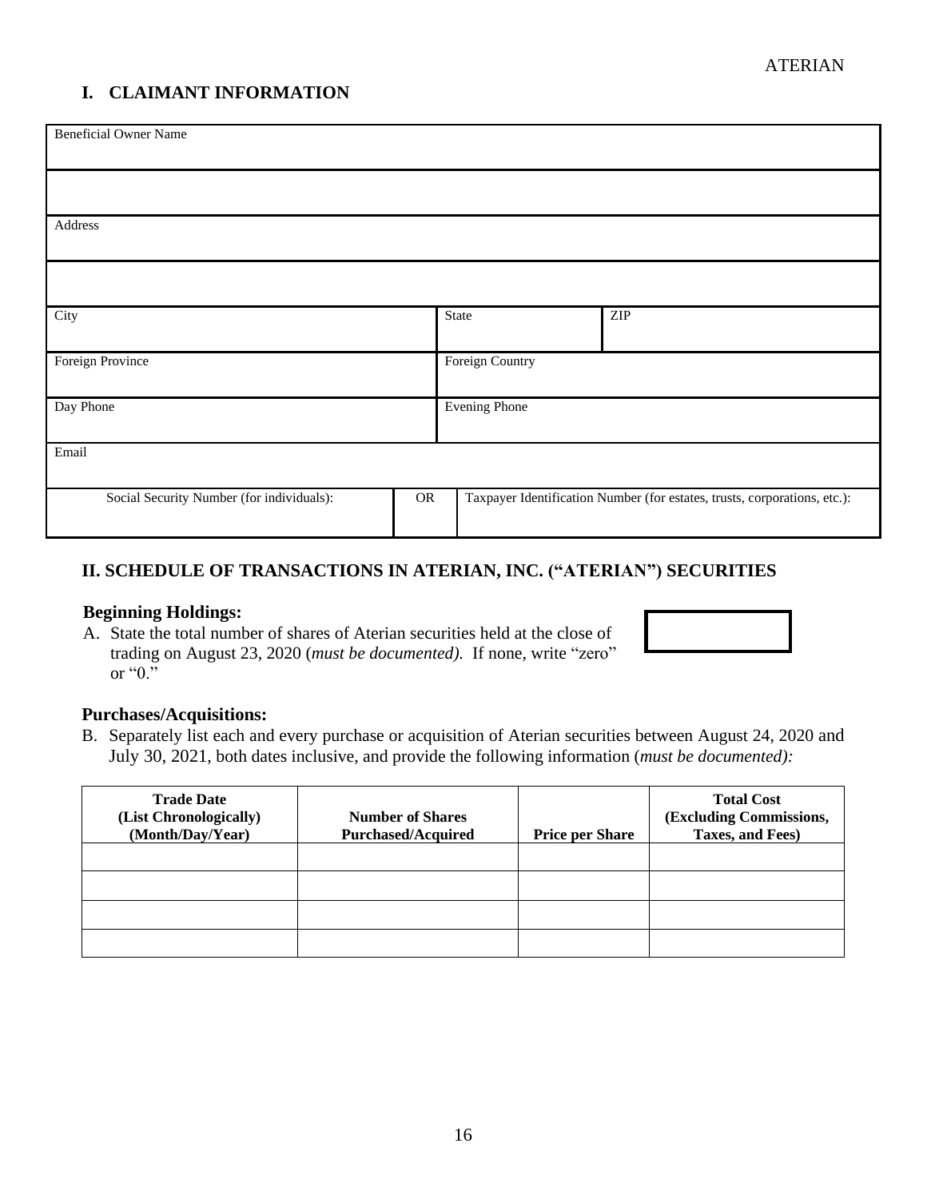## I. CLAIMANT INFORMATION

| Beneficial Owner Name | | | |
|---|---|---|---|
| | | | |
| Address | | | |
| | | | |
| City | | State | ZIP |
| Foreign Province | | Foreign Country | |
| Day Phone | | Evening Phone | |
| Email | | | |
| Social Security Number (for individuals): | OR | Taxpayer Identification Number (for estates, trusts, corporations, etc.): | |

## II. SCHEDULE OF TRANSACTIONS IN ATERIAN, INC. ("ATERIAN") SECURITIES

**Beginning Holdings:**

A. State the total number of shares of Aterian securities held at the close of trading on August 23, 2020 (*must be documented).* If none, write "zero" or "0."

**Purchases/Acquisitions:**

B. Separately list each and every purchase or acquisition of Aterian securities between August 24, 2020 and July 30, 2021, both dates inclusive, and provide the following information (*must be documented):*

| Trade Date (List Chronologically) (Month/Day/Year) | Number of Shares Purchased/Acquired | Price per Share | Total Cost (Excluding Commissions, Taxes, and Fees) |
|---|---|---|---|
| | | | |
| | | | |
| | | | |
| | | | |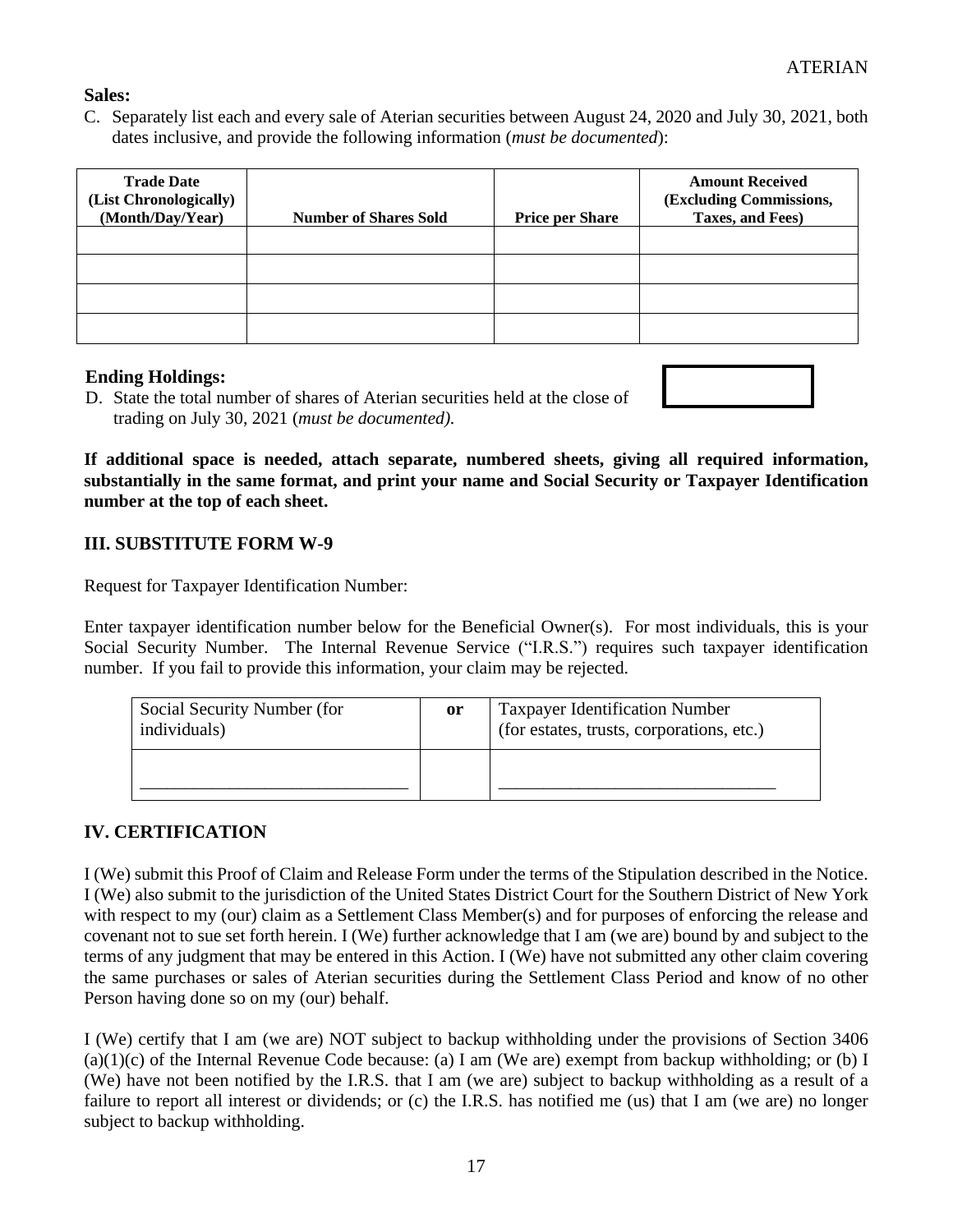**Sales:**

C. Separately list each and every sale of Aterian securities between August 24, 2020 and July 30, 2021, both dates inclusive, and provide the following information (*must be documented*):

| Trade Date (List Chronologically) (Month/Day/Year) | Number of Shares Sold | Price per Share | Amount Received (Excluding Commissions, Taxes, and Fees) |
|---|---|---|---|
| | | | |
| | | | |
| | | | |
| | | | |

**Ending Holdings:**

D. State the total number of shares of Aterian securities held at the close of trading on July 30, 2021 (*must be documented).*

**If additional space is needed, attach separate, numbered sheets, giving all required information, substantially in the same format, and print your name and Social Security or Taxpayer Identification number at the top of each sheet.**

## III. SUBSTITUTE FORM W-9

Request for Taxpayer Identification Number:

Enter taxpayer identification number below for the Beneficial Owner(s). For most individuals, this is your Social Security Number. The Internal Revenue Service ("I.R.S.") requires such taxpayer identification number. If you fail to provide this information, your claim may be rejected.

| Social Security Number (for individuals) | or | Taxpayer Identification Number (for estates, trusts, corporations, etc.) |
|---|---|---|
| ______________________________ | | ______________________________ |

## IV. CERTIFICATION

I (We) submit this Proof of Claim and Release Form under the terms of the Stipulation described in the Notice. I (We) also submit to the jurisdiction of the United States District Court for the Southern District of New York with respect to my (our) claim as a Settlement Class Member(s) and for purposes of enforcing the release and covenant not to sue set forth herein. I (We) further acknowledge that I am (we are) bound by and subject to the terms of any judgment that may be entered in this Action. I (We) have not submitted any other claim covering the same purchases or sales of Aterian securities during the Settlement Class Period and know of no other Person having done so on my (our) behalf.

I (We) certify that I am (we are) NOT subject to backup withholding under the provisions of Section 3406 (a)(1)(c) of the Internal Revenue Code because: (a) I am (We are) exempt from backup withholding; or (b) I (We) have not been notified by the I.R.S. that I am (we are) subject to backup withholding as a result of a failure to report all interest or dividends; or (c) the I.R.S. has notified me (us) that I am (we are) no longer subject to backup withholding.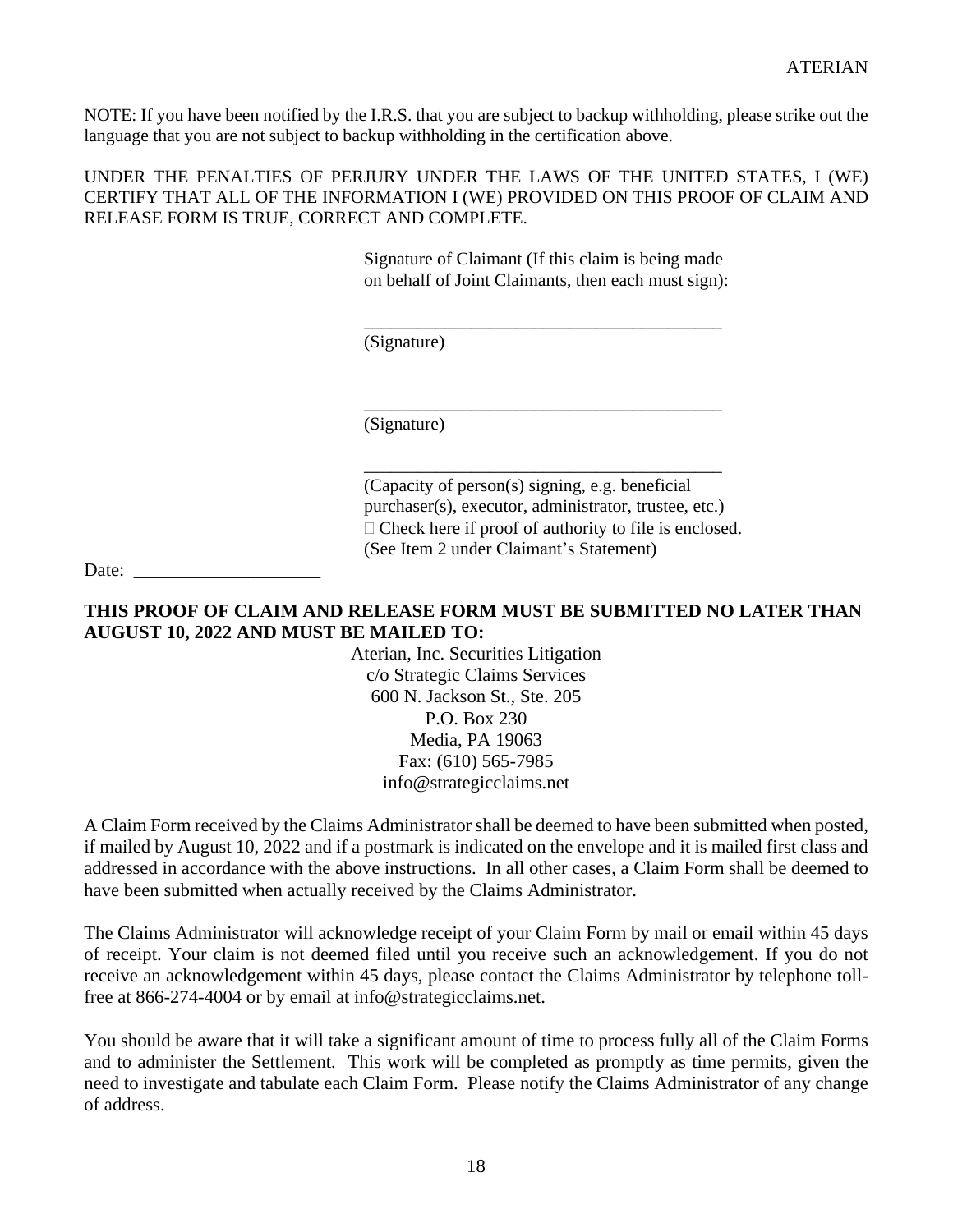NOTE: If you have been notified by the I.R.S. that you are subject to backup withholding, please strike out the language that you are not subject to backup withholding in the certification above.

UNDER THE PENALTIES OF PERJURY UNDER THE LAWS OF THE UNITED STATES, I (WE) CERTIFY THAT ALL OF THE INFORMATION I (WE) PROVIDED ON THIS PROOF OF CLAIM AND RELEASE FORM IS TRUE, CORRECT AND COMPLETE.

Signature of Claimant (If this claim is being made on behalf of Joint Claimants, then each must sign):

\_\_\_\_\_\_\_\_\_\_\_\_\_\_\_\_\_\_\_\_\_\_\_\_\_\_\_\_\_\_\_\_\_\_\_\_\_\_\_\_\_\_
(Signature)

\_\_\_\_\_\_\_\_\_\_\_\_\_\_\_\_\_\_\_\_\_\_\_\_\_\_\_\_\_\_\_\_\_\_\_\_\_\_\_\_\_\_
(Signature)

\_\_\_\_\_\_\_\_\_\_\_\_\_\_\_\_\_\_\_\_\_\_\_\_\_\_\_\_\_\_\_\_\_\_\_\_\_\_\_\_\_\_
(Capacity of person(s) signing, e.g. beneficial purchaser(s), executor, administrator, trustee, etc.)
☐ Check here if proof of authority to file is enclosed.
(See Item 2 under Claimant's Statement)

Date: \_\_\_\_\_\_\_\_\_\_\_\_\_\_\_\_\_\_\_\_\_

**THIS PROOF OF CLAIM AND RELEASE FORM MUST BE SUBMITTED NO LATER THAN AUGUST 10, 2022 AND MUST BE MAILED TO:**

Aterian, Inc. Securities Litigation
c/o Strategic Claims Services
600 N. Jackson St., Ste. 205
P.O. Box 230
Media, PA 19063
Fax: (610) 565-7985
info@strategicclaims.net

A Claim Form received by the Claims Administrator shall be deemed to have been submitted when posted, if mailed by August 10, 2022 and if a postmark is indicated on the envelope and it is mailed first class and addressed in accordance with the above instructions. In all other cases, a Claim Form shall be deemed to have been submitted when actually received by the Claims Administrator.

The Claims Administrator will acknowledge receipt of your Claim Form by mail or email within 45 days of receipt. Your claim is not deemed filed until you receive such an acknowledgement. If you do not receive an acknowledgement within 45 days, please contact the Claims Administrator by telephone toll-free at 866-274-4004 or by email at info@strategicclaims.net.

You should be aware that it will take a significant amount of time to process fully all of the Claim Forms and to administer the Settlement. This work will be completed as promptly as time permits, given the need to investigate and tabulate each Claim Form. Please notify the Claims Administrator of any change of address.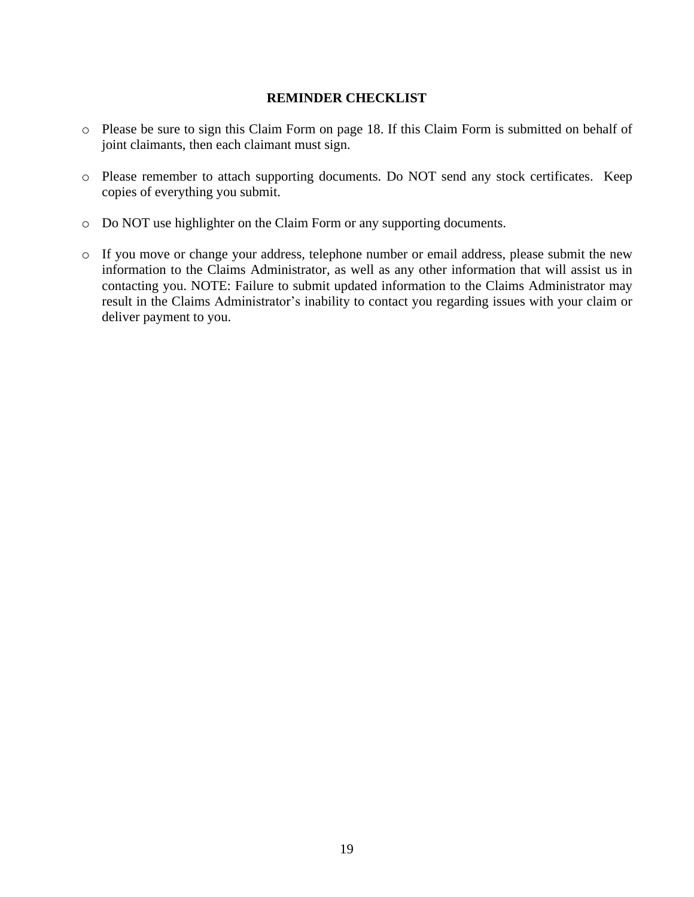**REMINDER CHECKLIST**

- Please be sure to sign this Claim Form on page 18. If this Claim Form is submitted on behalf of joint claimants, then each claimant must sign.

- Please remember to attach supporting documents. Do NOT send any stock certificates. Keep copies of everything you submit.

- Do NOT use highlighter on the Claim Form or any supporting documents.

- If you move or change your address, telephone number or email address, please submit the new information to the Claims Administrator, as well as any other information that will assist us in contacting you. NOTE: Failure to submit updated information to the Claims Administrator may result in the Claims Administrator's inability to contact you regarding issues with your claim or deliver payment to you.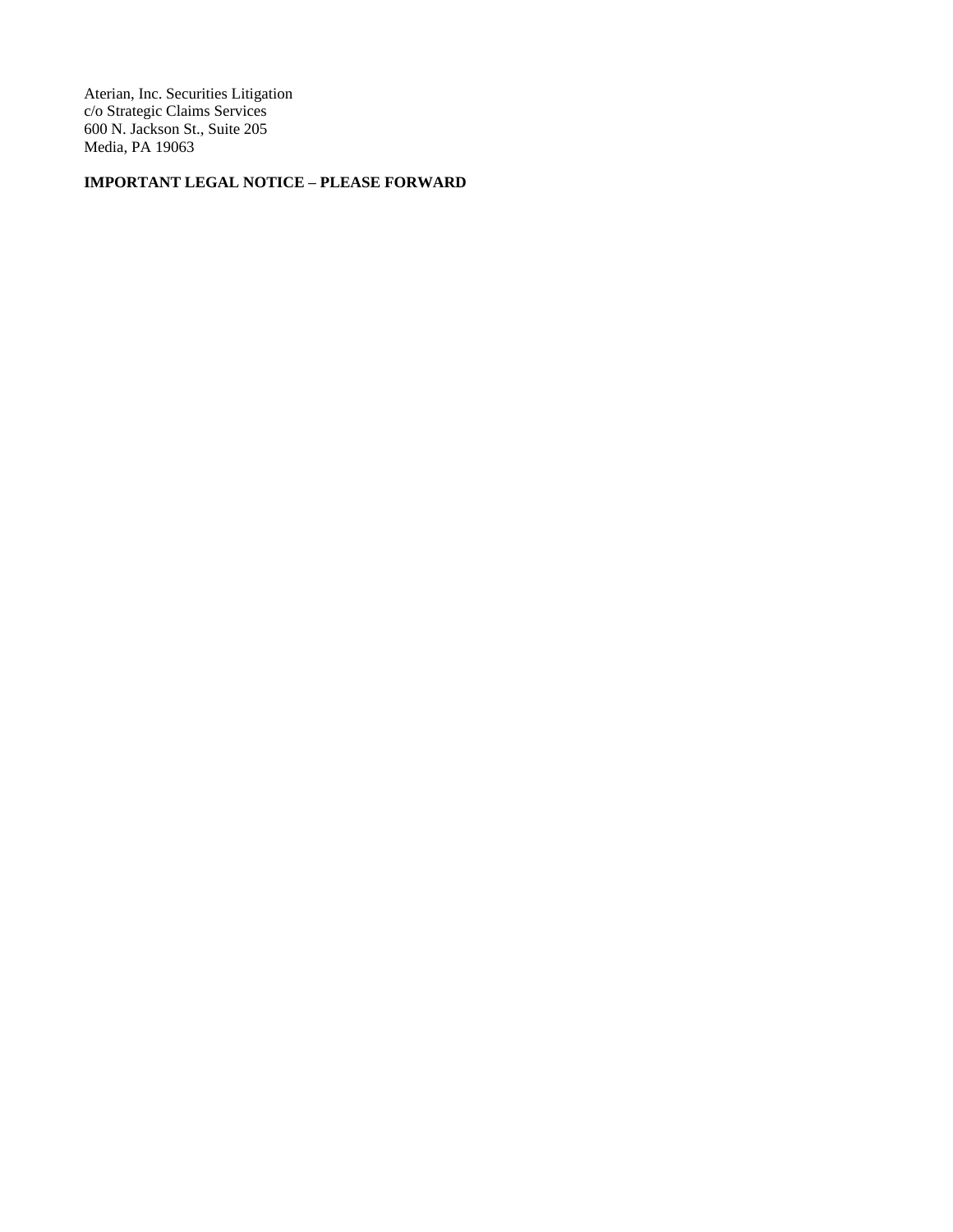Aterian, Inc. Securities Litigation
c/o Strategic Claims Services
600 N. Jackson St., Suite 205
Media, PA 19063

**IMPORTANT LEGAL NOTICE – PLEASE FORWARD**